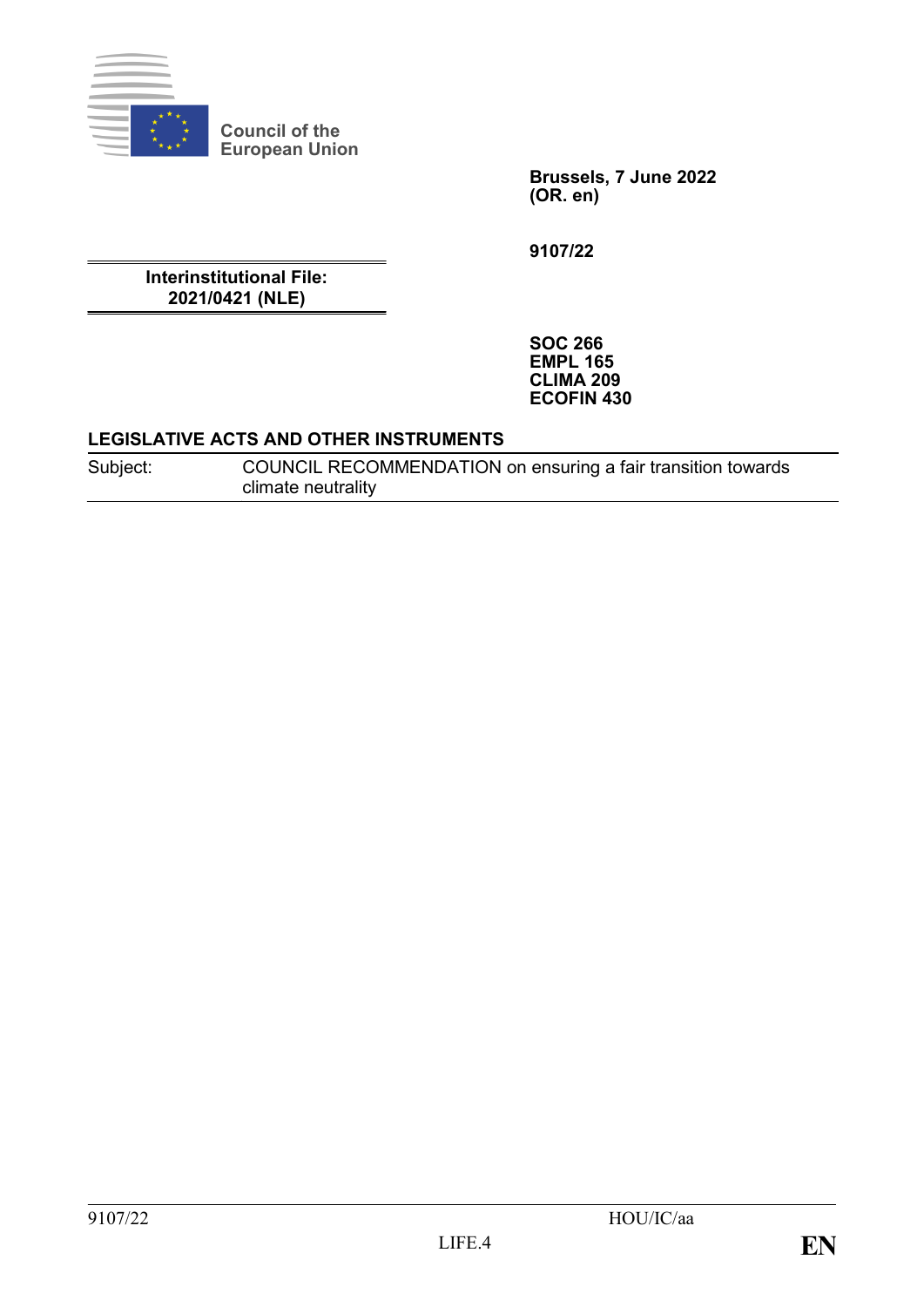Council of the European Union

**Brussels, 7 June 2022**
**(OR. en)**

**9107/22**

**Interinstitutional File:**
**2021/0421 (NLE)**

**SOC 266**
**EMPL 165**
**CLIMA 209**
**ECOFIN 430**

**LEGISLATIVE ACTS AND OTHER INSTRUMENTS**

| Subject: | COUNCIL RECOMMENDATION on ensuring a fair transition towards climate neutrality |
|---|---|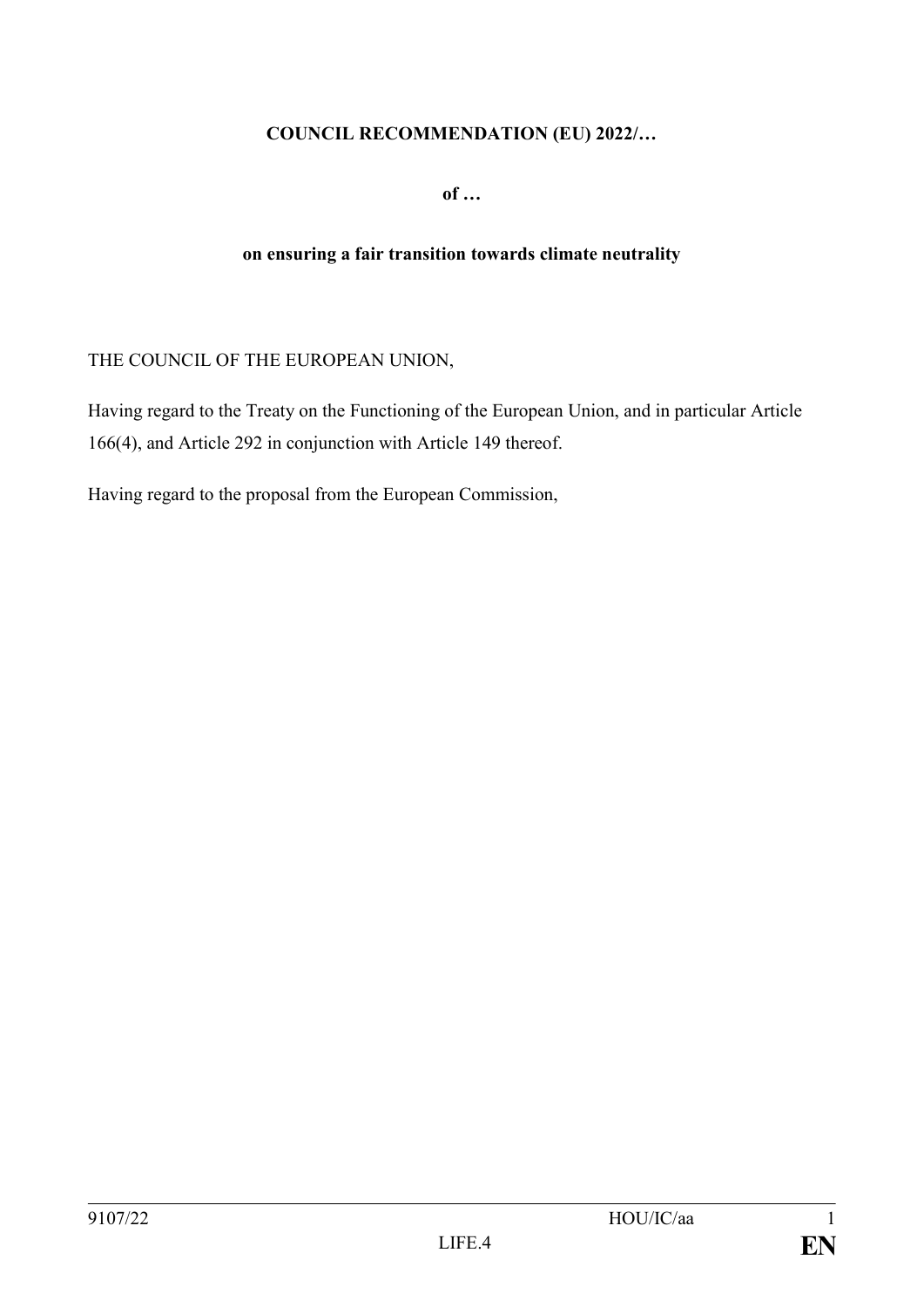**COUNCIL RECOMMENDATION (EU) 2022/…**

**of …**

**on ensuring a fair transition towards climate neutrality**

THE COUNCIL OF THE EUROPEAN UNION,

Having regard to the Treaty on the Functioning of the European Union, and in particular Article 166(4), and Article 292 in conjunction with Article 149 thereof.

Having regard to the proposal from the European Commission,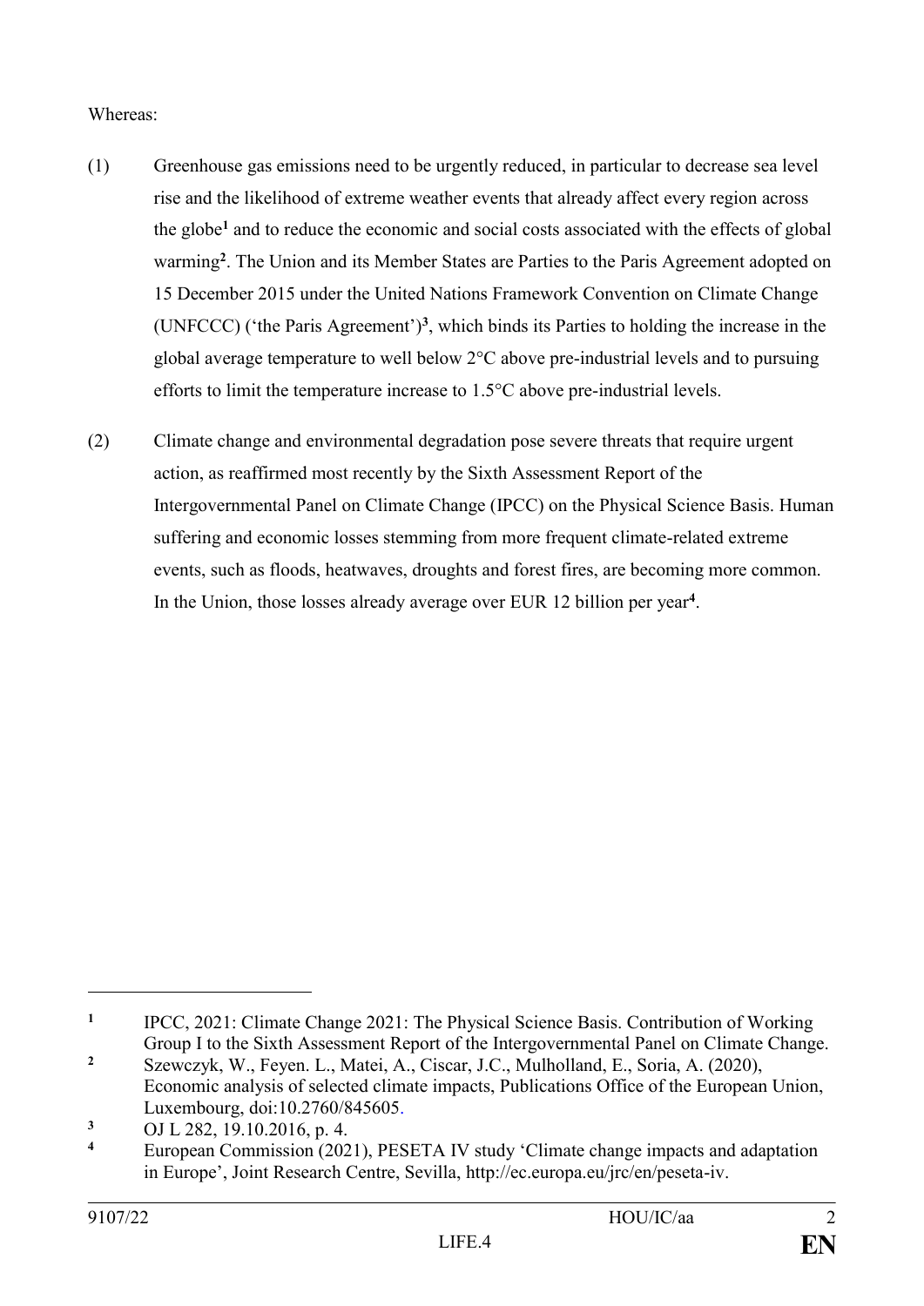Whereas:

(1) Greenhouse gas emissions need to be urgently reduced, in particular to decrease sea level rise and the likelihood of extreme weather events that already affect every region across the globe[1] and to reduce the economic and social costs associated with the effects of global warming[2]. The Union and its Member States are Parties to the Paris Agreement adopted on 15 December 2015 under the United Nations Framework Convention on Climate Change (UNFCCC) ('the Paris Agreement')[3], which binds its Parties to holding the increase in the global average temperature to well below 2°C above pre-industrial levels and to pursuing efforts to limit the temperature increase to 1.5°C above pre-industrial levels.

(2) Climate change and environmental degradation pose severe threats that require urgent action, as reaffirmed most recently by the Sixth Assessment Report of the Intergovernmental Panel on Climate Change (IPCC) on the Physical Science Basis. Human suffering and economic losses stemming from more frequent climate-related extreme events, such as floods, heatwaves, droughts and forest fires, are becoming more common. In the Union, those losses already average over EUR 12 billion per year[4].

---

[1] IPCC, 2021: Climate Change 2021: The Physical Science Basis. Contribution of Working Group I to the Sixth Assessment Report of the Intergovernmental Panel on Climate Change.

[2] Szewczyk, W., Feyen. L., Matei, A., Ciscar, J.C., Mulholland, E., Soria, A. (2020), Economic analysis of selected climate impacts, Publications Office of the European Union, Luxembourg, doi:10.2760/845605.

[3] OJ L 282, 19.10.2016, p. 4.

[4] European Commission (2021), PESETA IV study 'Climate change impacts and adaptation in Europe', Joint Research Centre, Sevilla, http://ec.europa.eu/jrc/en/peseta-iv.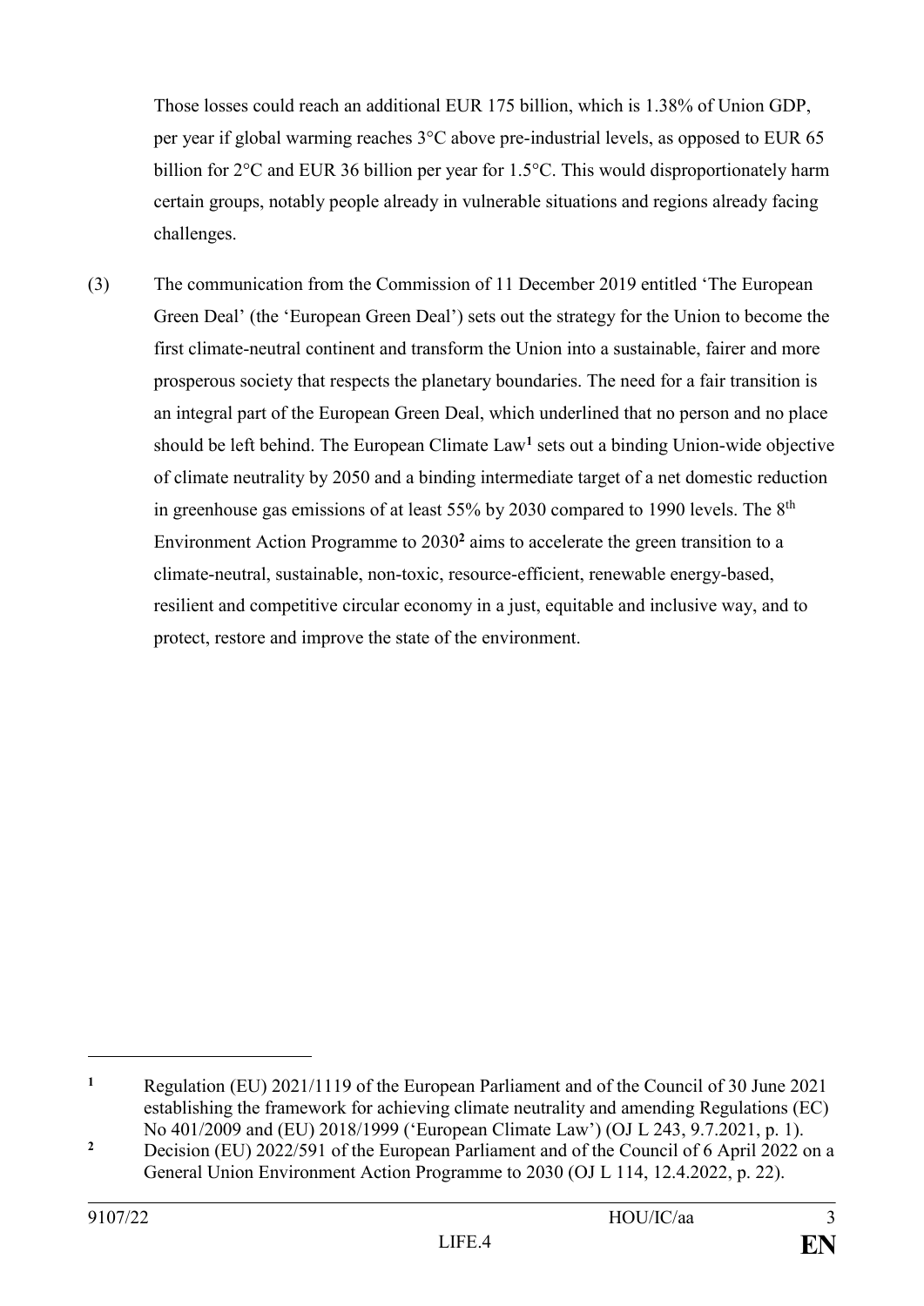Those losses could reach an additional EUR 175 billion, which is 1.38% of Union GDP, per year if global warming reaches 3°C above pre-industrial levels, as opposed to EUR 65 billion for 2°C and EUR 36 billion per year for 1.5°C. This would disproportionately harm certain groups, notably people already in vulnerable situations and regions already facing challenges.

(3) The communication from the Commission of 11 December 2019 entitled 'The European Green Deal' (the 'European Green Deal') sets out the strategy for the Union to become the first climate-neutral continent and transform the Union into a sustainable, fairer and more prosperous society that respects the planetary boundaries. The need for a fair transition is an integral part of the European Green Deal, which underlined that no person and no place should be left behind. The European Climate Law[1] sets out a binding Union-wide objective of climate neutrality by 2050 and a binding intermediate target of a net domestic reduction in greenhouse gas emissions of at least 55% by 2030 compared to 1990 levels. The 8th Environment Action Programme to 2030[2] aims to accelerate the green transition to a climate-neutral, sustainable, non-toxic, resource-efficient, renewable energy-based, resilient and competitive circular economy in a just, equitable and inclusive way, and to protect, restore and improve the state of the environment.

---

[1] Regulation (EU) 2021/1119 of the European Parliament and of the Council of 30 June 2021 establishing the framework for achieving climate neutrality and amending Regulations (EC) No 401/2009 and (EU) 2018/1999 ('European Climate Law') (OJ L 243, 9.7.2021, p. 1).

[2] Decision (EU) 2022/591 of the European Parliament and of the Council of 6 April 2022 on a General Union Environment Action Programme to 2030 (OJ L 114, 12.4.2022, p. 22).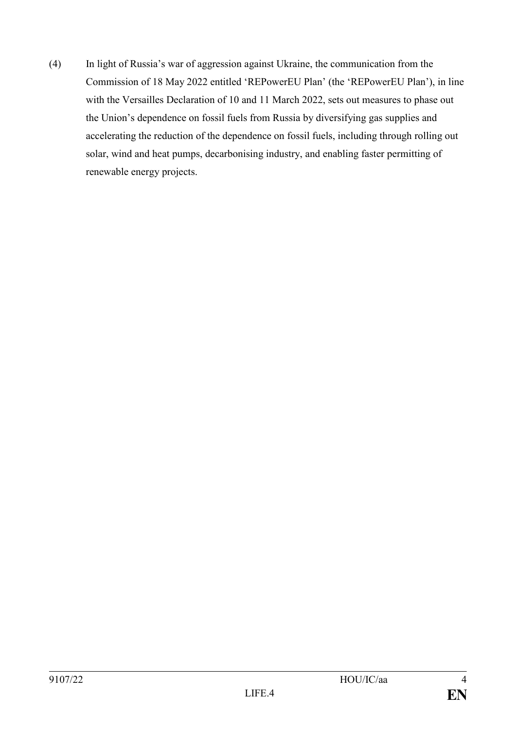(4) In light of Russia's war of aggression against Ukraine, the communication from the Commission of 18 May 2022 entitled 'REPowerEU Plan' (the 'REPowerEU Plan'), in line with the Versailles Declaration of 10 and 11 March 2022, sets out measures to phase out the Union's dependence on fossil fuels from Russia by diversifying gas supplies and accelerating the reduction of the dependence on fossil fuels, including through rolling out solar, wind and heat pumps, decarbonising industry, and enabling faster permitting of renewable energy projects.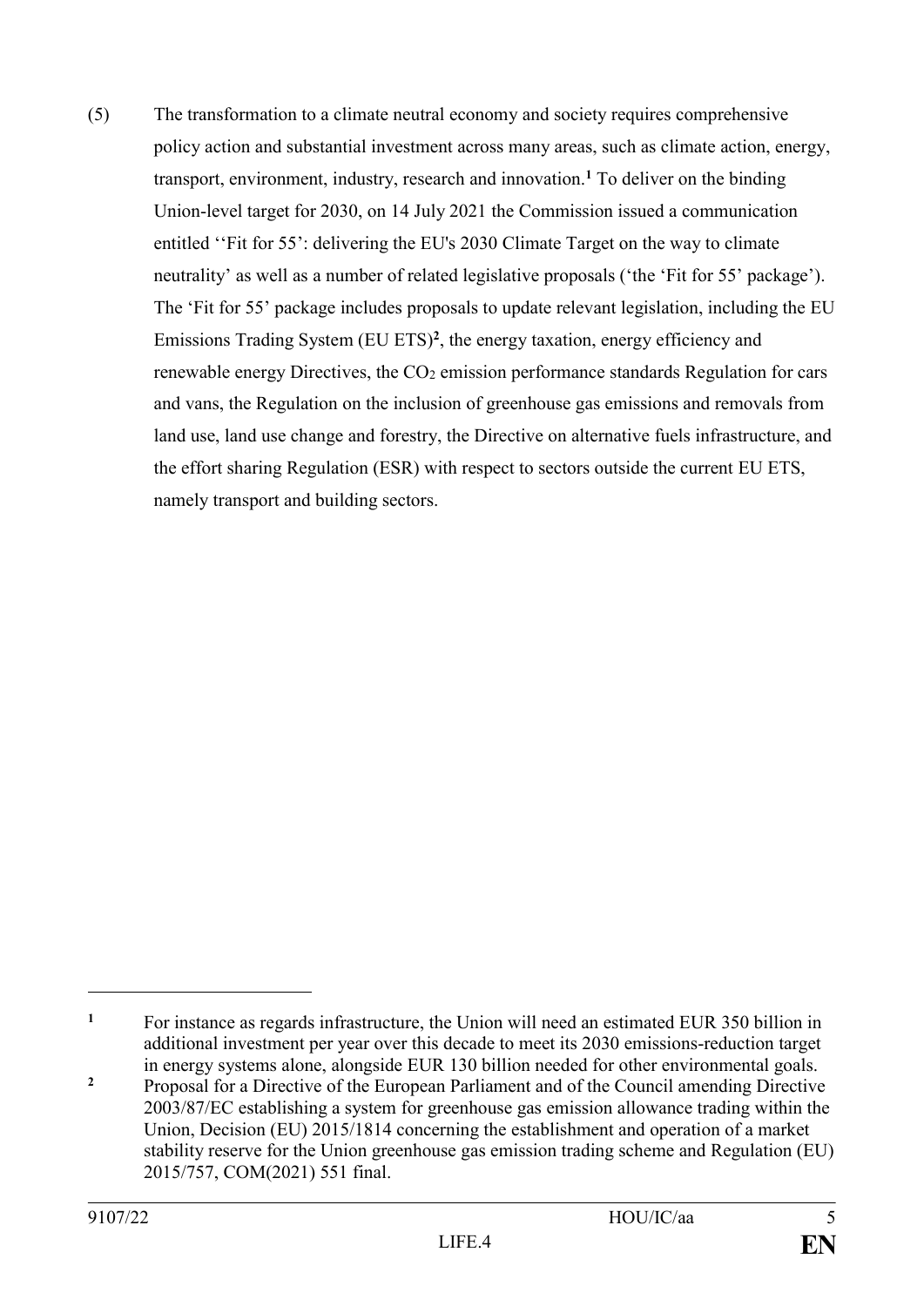(5) The transformation to a climate neutral economy and society requires comprehensive policy action and substantial investment across many areas, such as climate action, energy, transport, environment, industry, research and innovation.[1] To deliver on the binding Union-level target for 2030, on 14 July 2021 the Commission issued a communication entitled ''Fit for 55': delivering the EU's 2030 Climate Target on the way to climate neutrality' as well as a number of related legislative proposals ('the 'Fit for 55' package'). The 'Fit for 55' package includes proposals to update relevant legislation, including the EU Emissions Trading System (EU ETS)[2], the energy taxation, energy efficiency and renewable energy Directives, the $CO_2$ emission performance standards Regulation for cars and vans, the Regulation on the inclusion of greenhouse gas emissions and removals from land use, land use change and forestry, the Directive on alternative fuels infrastructure, and the effort sharing Regulation (ESR) with respect to sectors outside the current EU ETS, namely transport and building sectors.

---

[1] For instance as regards infrastructure, the Union will need an estimated EUR 350 billion in additional investment per year over this decade to meet its 2030 emissions-reduction target in energy systems alone, alongside EUR 130 billion needed for other environmental goals.

[2] Proposal for a Directive of the European Parliament and of the Council amending Directive 2003/87/EC establishing a system for greenhouse gas emission allowance trading within the Union, Decision (EU) 2015/1814 concerning the establishment and operation of a market stability reserve for the Union greenhouse gas emission trading scheme and Regulation (EU) 2015/757, COM(2021) 551 final.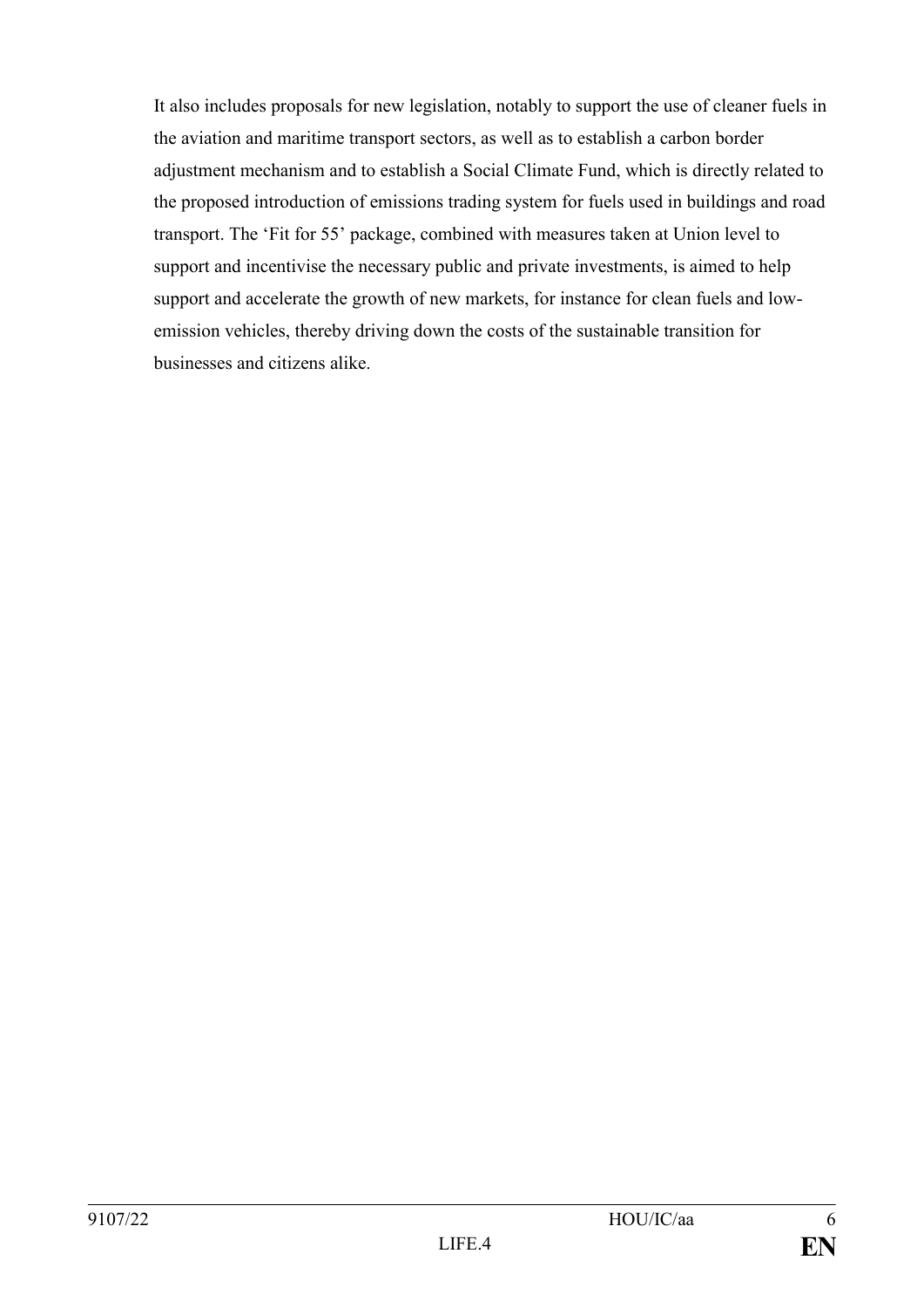It also includes proposals for new legislation, notably to support the use of cleaner fuels in the aviation and maritime transport sectors, as well as to establish a carbon border adjustment mechanism and to establish a Social Climate Fund, which is directly related to the proposed introduction of emissions trading system for fuels used in buildings and road transport. The 'Fit for 55' package, combined with measures taken at Union level to support and incentivise the necessary public and private investments, is aimed to help support and accelerate the growth of new markets, for instance for clean fuels and low-emission vehicles, thereby driving down the costs of the sustainable transition for businesses and citizens alike.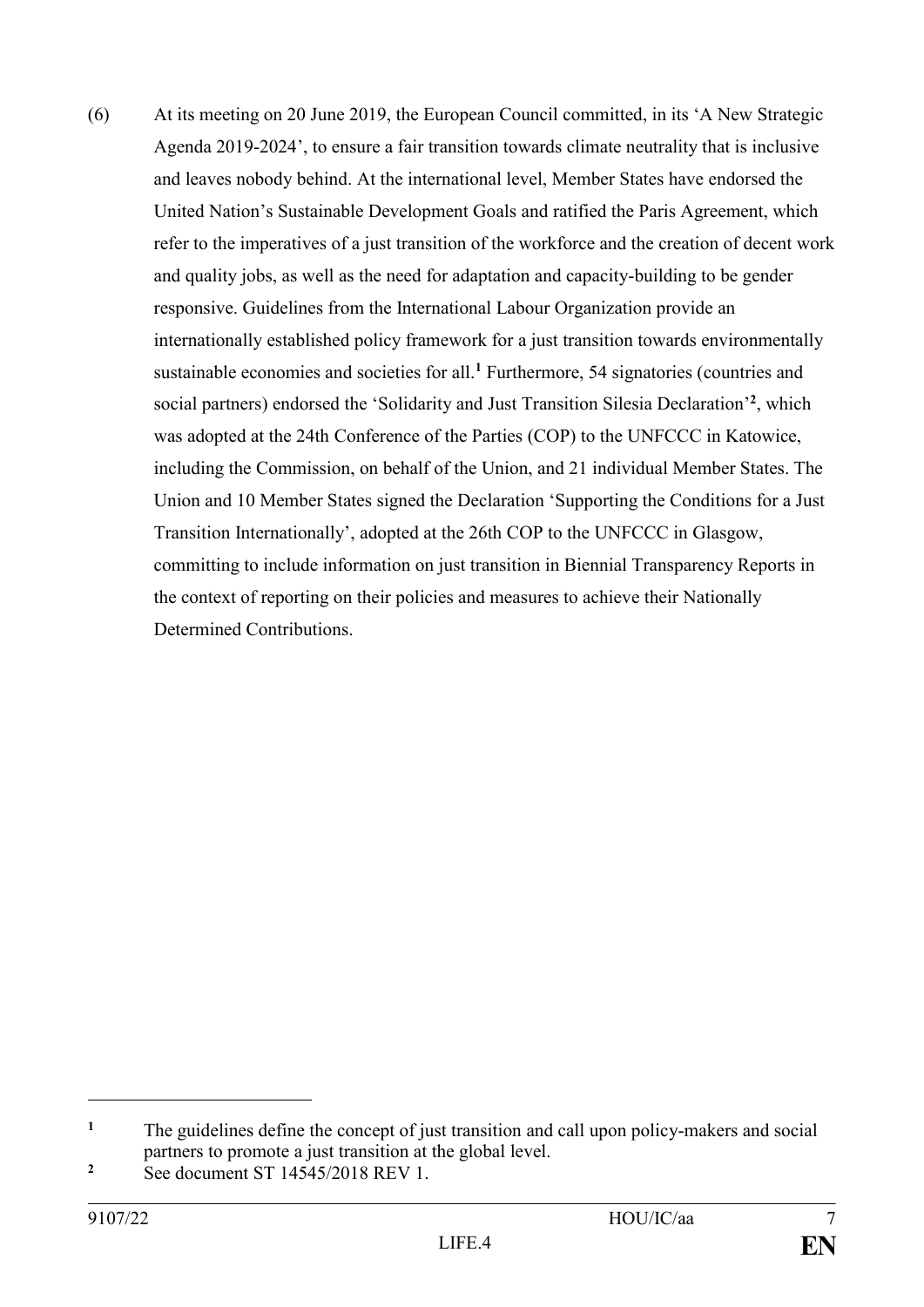(6) At its meeting on 20 June 2019, the European Council committed, in its 'A New Strategic Agenda 2019-2024', to ensure a fair transition towards climate neutrality that is inclusive and leaves nobody behind. At the international level, Member States have endorsed the United Nation's Sustainable Development Goals and ratified the Paris Agreement, which refer to the imperatives of a just transition of the workforce and the creation of decent work and quality jobs, as well as the need for adaptation and capacity-building to be gender responsive. Guidelines from the International Labour Organization provide an internationally established policy framework for a just transition towards environmentally sustainable economies and societies for all.[1] Furthermore, 54 signatories (countries and social partners) endorsed the 'Solidarity and Just Transition Silesia Declaration'[2], which was adopted at the 24th Conference of the Parties (COP) to the UNFCCC in Katowice, including the Commission, on behalf of the Union, and 21 individual Member States. The Union and 10 Member States signed the Declaration 'Supporting the Conditions for a Just Transition Internationally', adopted at the 26th COP to the UNFCCC in Glasgow, committing to include information on just transition in Biennial Transparency Reports in the context of reporting on their policies and measures to achieve their Nationally Determined Contributions.

---

[1] The guidelines define the concept of just transition and call upon policy-makers and social partners to promote a just transition at the global level.

[2] See document ST 14545/2018 REV 1.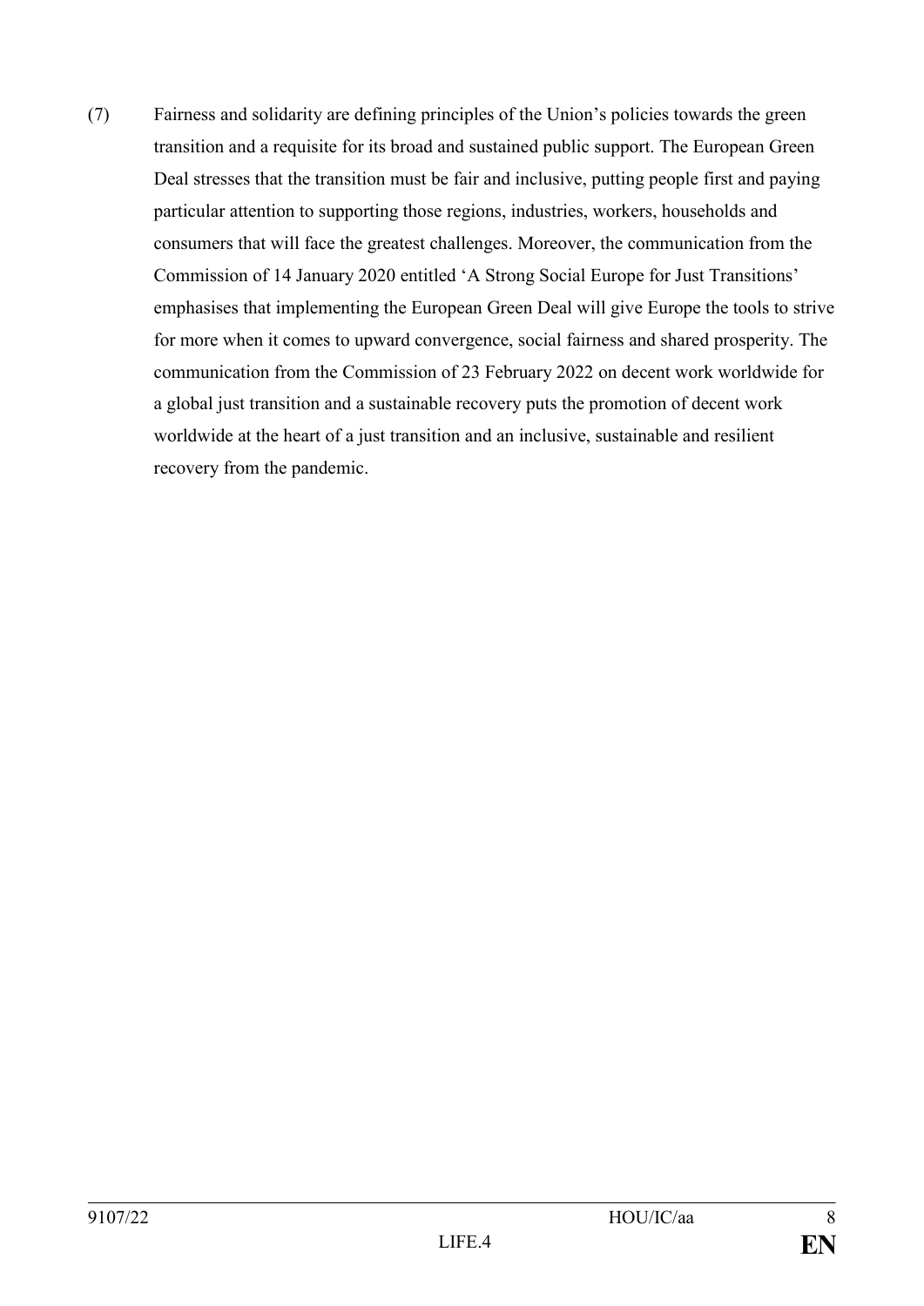(7) Fairness and solidarity are defining principles of the Union's policies towards the green transition and a requisite for its broad and sustained public support. The European Green Deal stresses that the transition must be fair and inclusive, putting people first and paying particular attention to supporting those regions, industries, workers, households and consumers that will face the greatest challenges. Moreover, the communication from the Commission of 14 January 2020 entitled 'A Strong Social Europe for Just Transitions' emphasises that implementing the European Green Deal will give Europe the tools to strive for more when it comes to upward convergence, social fairness and shared prosperity. The communication from the Commission of 23 February 2022 on decent work worldwide for a global just transition and a sustainable recovery puts the promotion of decent work worldwide at the heart of a just transition and an inclusive, sustainable and resilient recovery from the pandemic.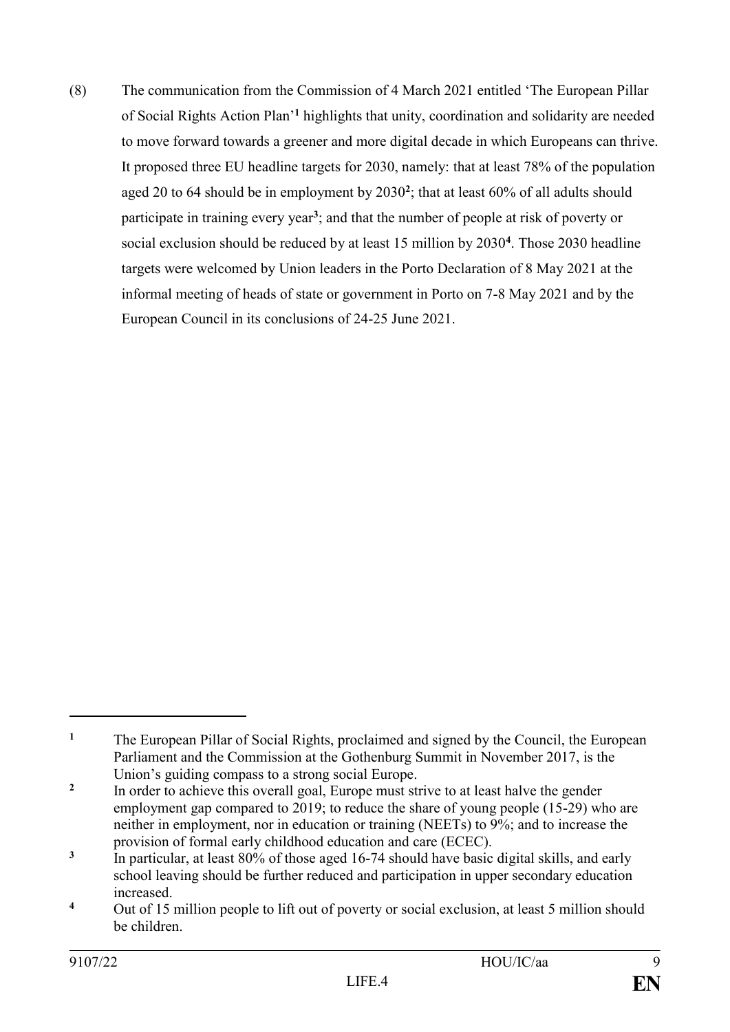(8) The communication from the Commission of 4 March 2021 entitled 'The European Pillar of Social Rights Action Plan'[1] highlights that unity, coordination and solidarity are needed to move forward towards a greener and more digital decade in which Europeans can thrive. It proposed three EU headline targets for 2030, namely: that at least 78% of the population aged 20 to 64 should be in employment by 2030[2]; that at least 60% of all adults should participate in training every year[3]; and that the number of people at risk of poverty or social exclusion should be reduced by at least 15 million by 2030[4]. Those 2030 headline targets were welcomed by Union leaders in the Porto Declaration of 8 May 2021 at the informal meeting of heads of state or government in Porto on 7-8 May 2021 and by the European Council in its conclusions of 24-25 June 2021.

---

[1] The European Pillar of Social Rights, proclaimed and signed by the Council, the European Parliament and the Commission at the Gothenburg Summit in November 2017, is the Union's guiding compass to a strong social Europe.

[2] In order to achieve this overall goal, Europe must strive to at least halve the gender employment gap compared to 2019; to reduce the share of young people (15-29) who are neither in employment, nor in education or training (NEETs) to 9%; and to increase the provision of formal early childhood education and care (ECEC).

[3] In particular, at least 80% of those aged 16-74 should have basic digital skills, and early school leaving should be further reduced and participation in upper secondary education increased.

[4] Out of 15 million people to lift out of poverty or social exclusion, at least 5 million should be children.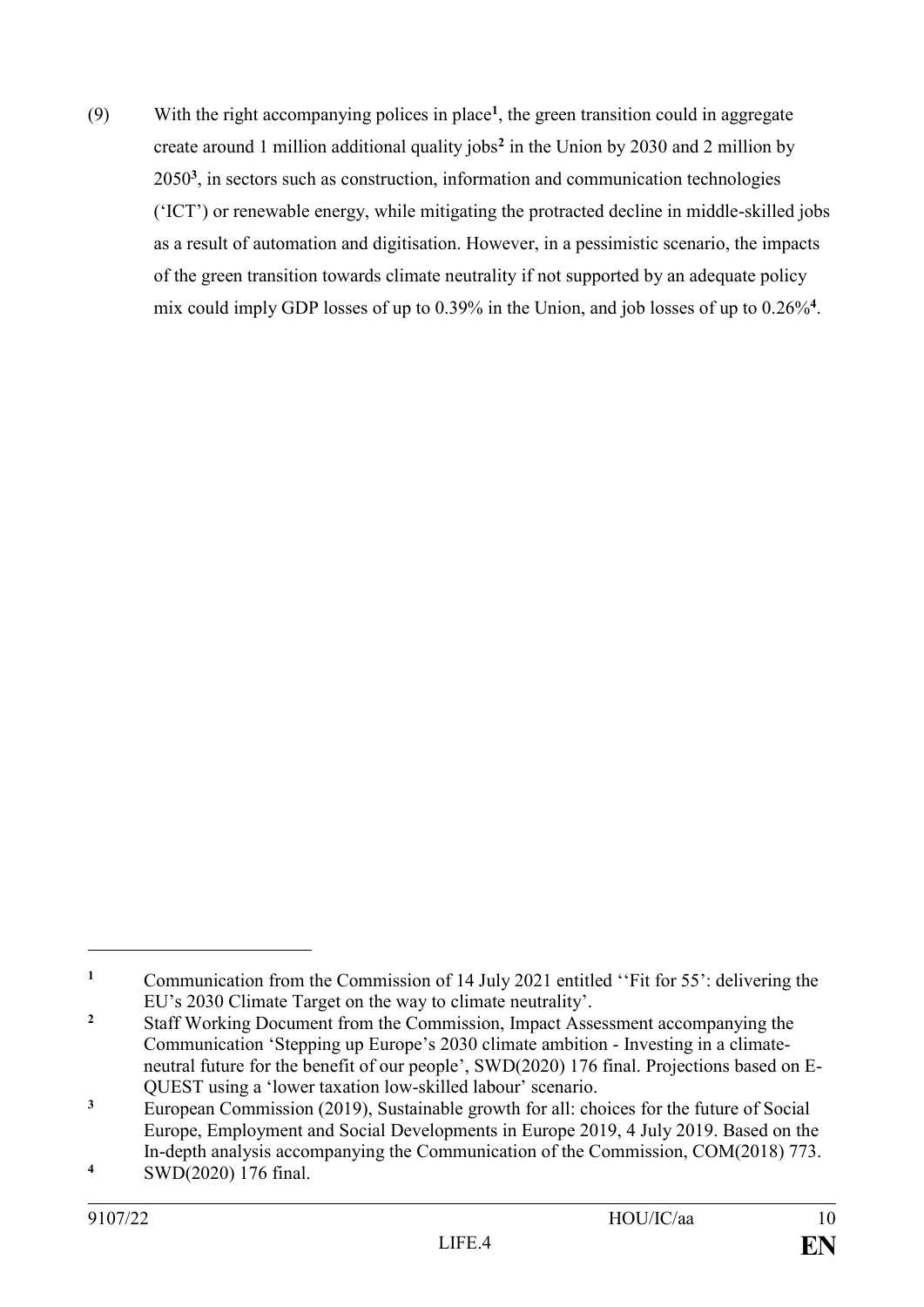(9) With the right accompanying polices in place[1], the green transition could in aggregate create around 1 million additional quality jobs[2] in the Union by 2030 and 2 million by 2050[3], in sectors such as construction, information and communication technologies ('ICT') or renewable energy, while mitigating the protracted decline in middle-skilled jobs as a result of automation and digitisation. However, in a pessimistic scenario, the impacts of the green transition towards climate neutrality if not supported by an adequate policy mix could imply GDP losses of up to 0.39% in the Union, and job losses of up to 0.26%[4].

---

[1] Communication from the Commission of 14 July 2021 entitled ''Fit for 55': delivering the EU's 2030 Climate Target on the way to climate neutrality'.

[2] Staff Working Document from the Commission, Impact Assessment accompanying the Communication 'Stepping up Europe's 2030 climate ambition - Investing in a climate-neutral future for the benefit of our people', SWD(2020) 176 final. Projections based on E-QUEST using a 'lower taxation low-skilled labour' scenario.

[3] European Commission (2019), Sustainable growth for all: choices for the future of Social Europe, Employment and Social Developments in Europe 2019, 4 July 2019. Based on the In-depth analysis accompanying the Communication of the Commission, COM(2018) 773.

[4] SWD(2020) 176 final.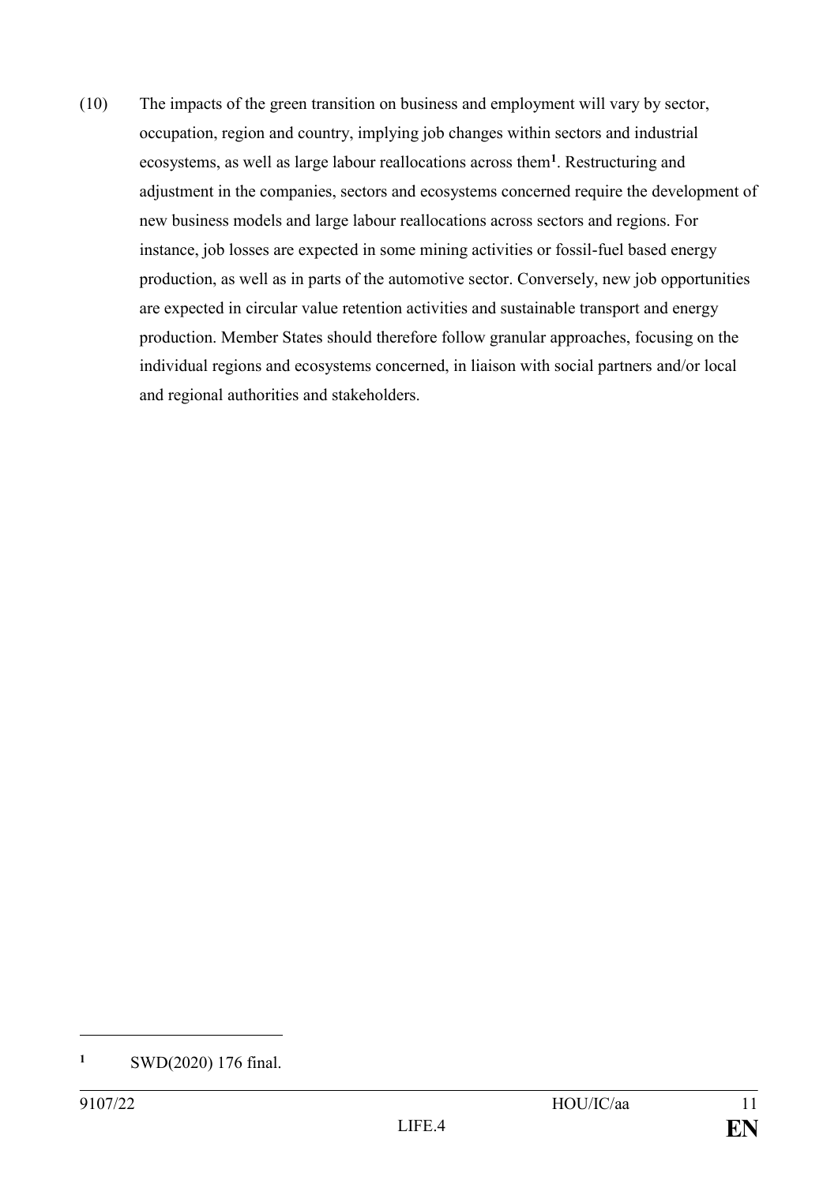(10) The impacts of the green transition on business and employment will vary by sector, occupation, region and country, implying job changes within sectors and industrial ecosystems, as well as large labour reallocations across them[1]. Restructuring and adjustment in the companies, sectors and ecosystems concerned require the development of new business models and large labour reallocations across sectors and regions. For instance, job losses are expected in some mining activities or fossil-fuel based energy production, as well as in parts of the automotive sector. Conversely, new job opportunities are expected in circular value retention activities and sustainable transport and energy production. Member States should therefore follow granular approaches, focusing on the individual regions and ecosystems concerned, in liaison with social partners and/or local and regional authorities and stakeholders.

---

[1] SWD(2020) 176 final.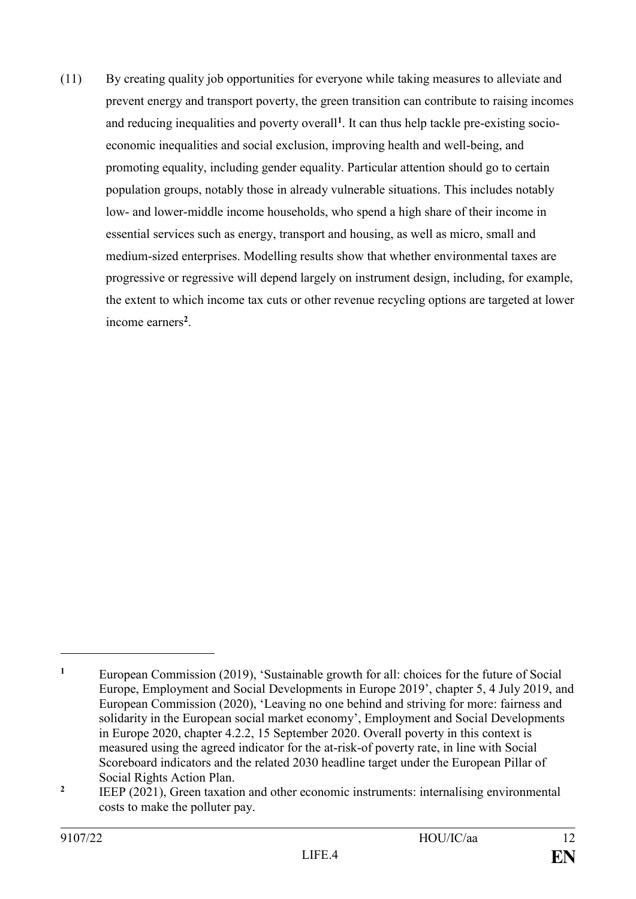(11) By creating quality job opportunities for everyone while taking measures to alleviate and prevent energy and transport poverty, the green transition can contribute to raising incomes and reducing inequalities and poverty overall[1]. It can thus help tackle pre-existing socio-economic inequalities and social exclusion, improving health and well-being, and promoting equality, including gender equality. Particular attention should go to certain population groups, notably those in already vulnerable situations. This includes notably low- and lower-middle income households, who spend a high share of their income in essential services such as energy, transport and housing, as well as micro, small and medium-sized enterprises. Modelling results show that whether environmental taxes are progressive or regressive will depend largely on instrument design, including, for example, the extent to which income tax cuts or other revenue recycling options are targeted at lower income earners[2].

---

[1] European Commission (2019), 'Sustainable growth for all: choices for the future of Social Europe, Employment and Social Developments in Europe 2019', chapter 5, 4 July 2019, and European Commission (2020), 'Leaving no one behind and striving for more: fairness and solidarity in the European social market economy', Employment and Social Developments in Europe 2020, chapter 4.2.2, 15 September 2020. Overall poverty in this context is measured using the agreed indicator for the at-risk-of poverty rate, in line with Social Scoreboard indicators and the related 2030 headline target under the European Pillar of Social Rights Action Plan.

[2] IEEP (2021), Green taxation and other economic instruments: internalising environmental costs to make the polluter pay.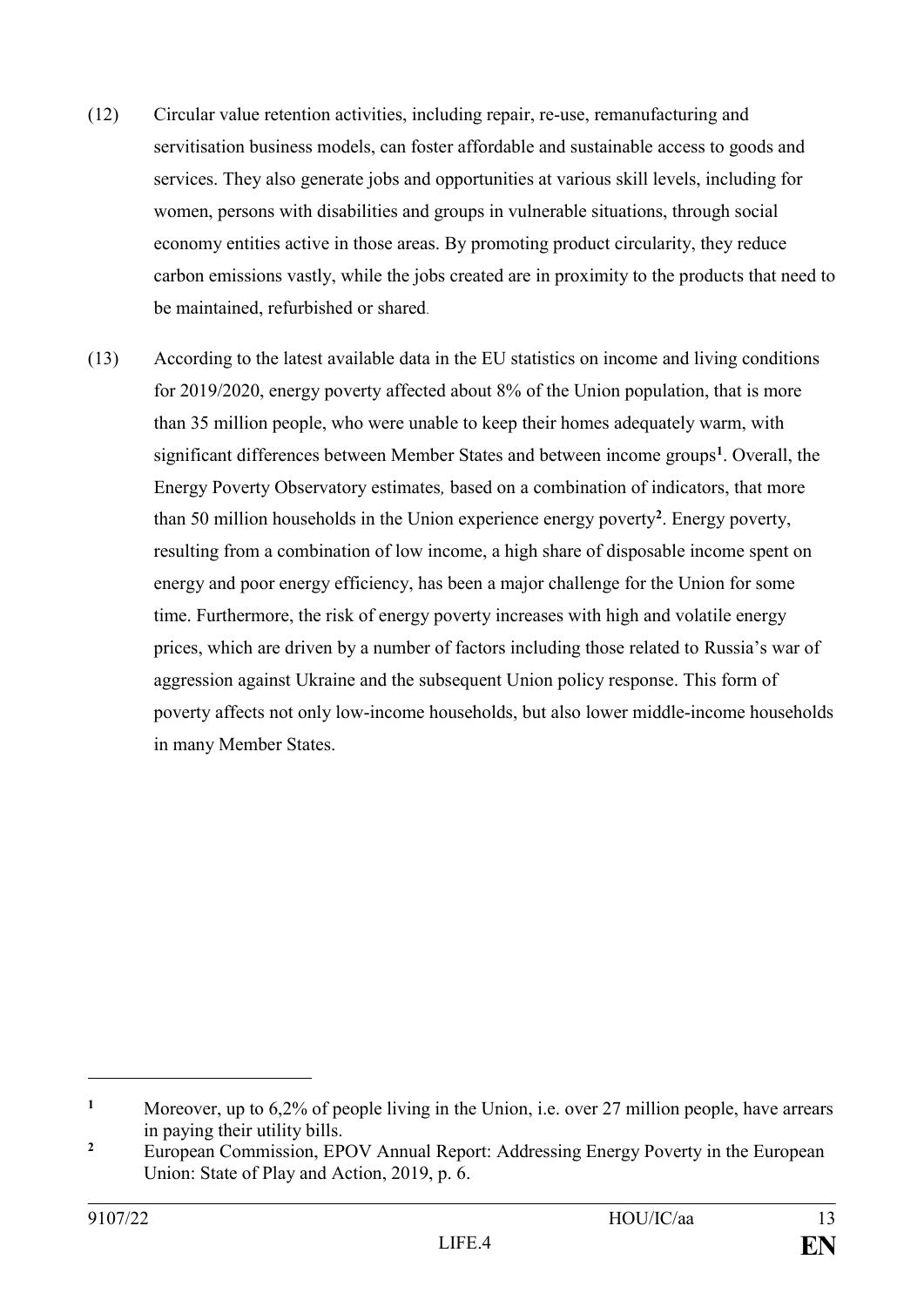(12) Circular value retention activities, including repair, re-use, remanufacturing and servitisation business models, can foster affordable and sustainable access to goods and services. They also generate jobs and opportunities at various skill levels, including for women, persons with disabilities and groups in vulnerable situations, through social economy entities active in those areas. By promoting product circularity, they reduce carbon emissions vastly, while the jobs created are in proximity to the products that need to be maintained, refurbished or shared.

(13) According to the latest available data in the EU statistics on income and living conditions for 2019/2020, energy poverty affected about 8% of the Union population, that is more than 35 million people, who were unable to keep their homes adequately warm, with significant differences between Member States and between income groups[1]. Overall, the Energy Poverty Observatory estimates*,* based on a combination of indicators, that more than 50 million households in the Union experience energy poverty[2]. Energy poverty, resulting from a combination of low income, a high share of disposable income spent on energy and poor energy efficiency, has been a major challenge for the Union for some time. Furthermore, the risk of energy poverty increases with high and volatile energy prices, which are driven by a number of factors including those related to Russia's war of aggression against Ukraine and the subsequent Union policy response. This form of poverty affects not only low-income households, but also lower middle-income households in many Member States.

---

[1] Moreover, up to 6,2% of people living in the Union, i.e. over 27 million people, have arrears in paying their utility bills.

[2] European Commission, EPOV Annual Report: Addressing Energy Poverty in the European Union: State of Play and Action, 2019, p. 6.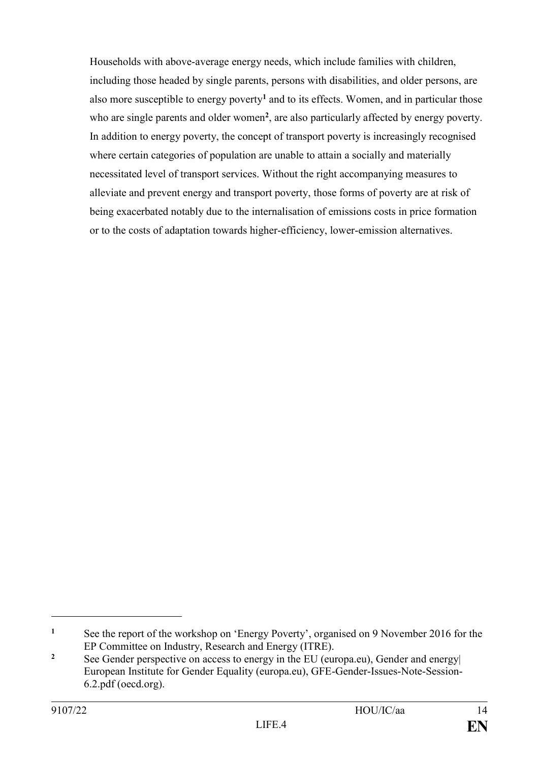Households with above-average energy needs, which include families with children, including those headed by single parents, persons with disabilities, and older persons, are also more susceptible to energy poverty[1] and to its effects. Women, and in particular those who are single parents and older women[2], are also particularly affected by energy poverty. In addition to energy poverty, the concept of transport poverty is increasingly recognised where certain categories of population are unable to attain a socially and materially necessitated level of transport services. Without the right accompanying measures to alleviate and prevent energy and transport poverty, those forms of poverty are at risk of being exacerbated notably due to the internalisation of emissions costs in price formation or to the costs of adaptation towards higher-efficiency, lower-emission alternatives.

---

[1] See the report of the workshop on 'Energy Poverty', organised on 9 November 2016 for the EP Committee on Industry, Research and Energy (ITRE).

[2] See Gender perspective on access to energy in the EU (europa.eu), Gender and energy| European Institute for Gender Equality (europa.eu), GFE-Gender-Issues-Note-Session-6.2.pdf (oecd.org).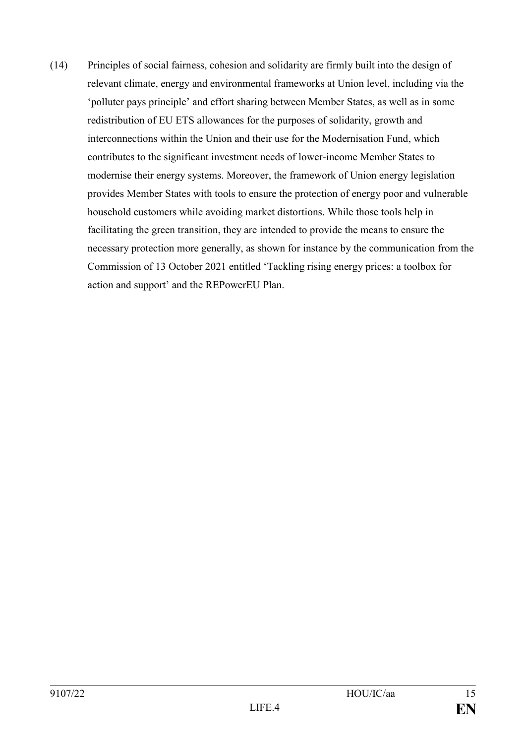(14) Principles of social fairness, cohesion and solidarity are firmly built into the design of relevant climate, energy and environmental frameworks at Union level, including via the 'polluter pays principle' and effort sharing between Member States, as well as in some redistribution of EU ETS allowances for the purposes of solidarity, growth and interconnections within the Union and their use for the Modernisation Fund, which contributes to the significant investment needs of lower-income Member States to modernise their energy systems. Moreover, the framework of Union energy legislation provides Member States with tools to ensure the protection of energy poor and vulnerable household customers while avoiding market distortions. While those tools help in facilitating the green transition, they are intended to provide the means to ensure the necessary protection more generally, as shown for instance by the communication from the Commission of 13 October 2021 entitled 'Tackling rising energy prices: a toolbox for action and support' and the REPowerEU Plan.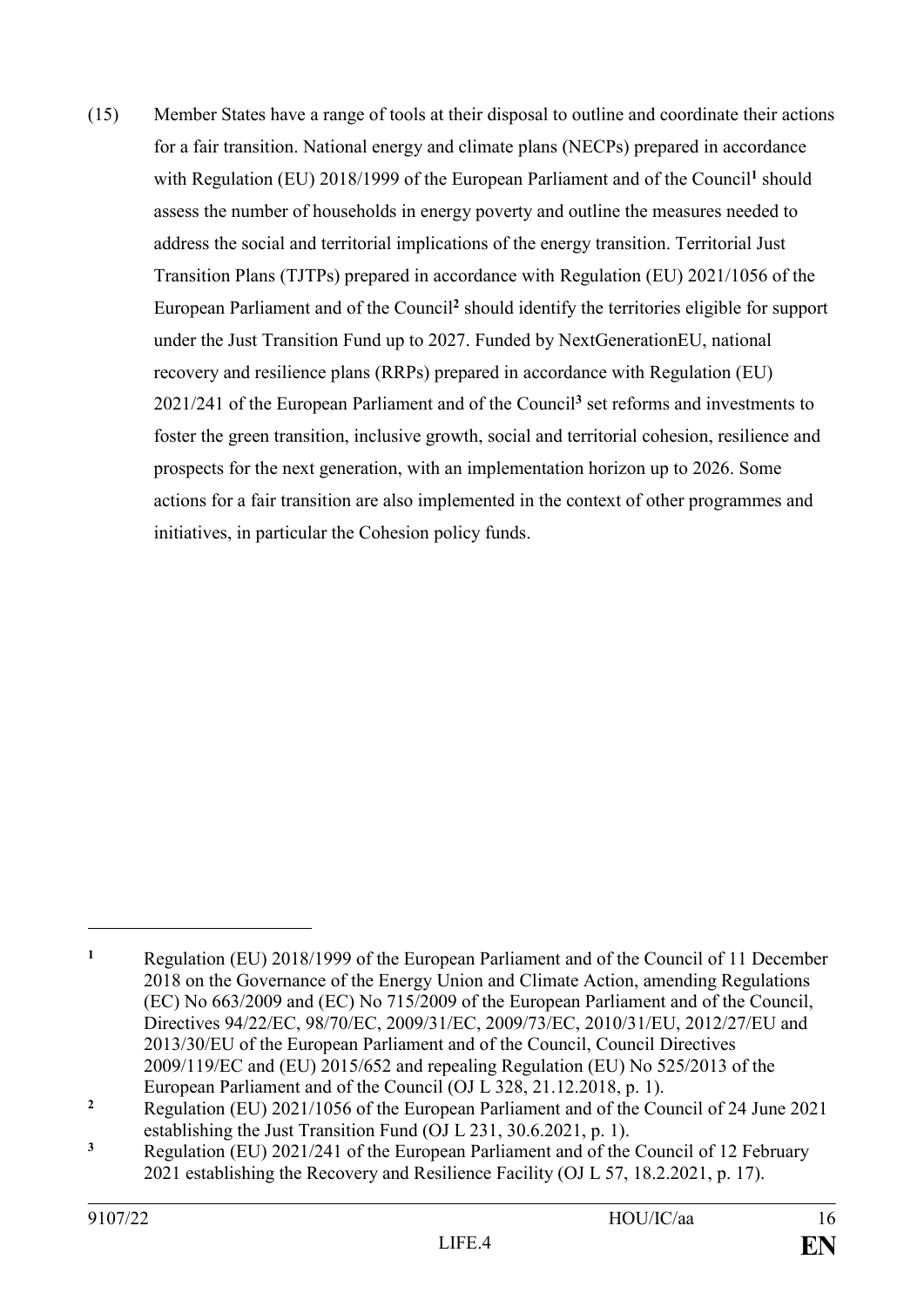(15) Member States have a range of tools at their disposal to outline and coordinate their actions for a fair transition. National energy and climate plans (NECPs) prepared in accordance with Regulation (EU) 2018/1999 of the European Parliament and of the Council[1] should assess the number of households in energy poverty and outline the measures needed to address the social and territorial implications of the energy transition. Territorial Just Transition Plans (TJTPs) prepared in accordance with Regulation (EU) 2021/1056 of the European Parliament and of the Council[2] should identify the territories eligible for support under the Just Transition Fund up to 2027. Funded by NextGenerationEU, national recovery and resilience plans (RRPs) prepared in accordance with Regulation (EU) 2021/241 of the European Parliament and of the Council[3] set reforms and investments to foster the green transition, inclusive growth, social and territorial cohesion, resilience and prospects for the next generation, with an implementation horizon up to 2026. Some actions for a fair transition are also implemented in the context of other programmes and initiatives, in particular the Cohesion policy funds.

---

[1] Regulation (EU) 2018/1999 of the European Parliament and of the Council of 11 December 2018 on the Governance of the Energy Union and Climate Action, amending Regulations (EC) No 663/2009 and (EC) No 715/2009 of the European Parliament and of the Council, Directives 94/22/EC, 98/70/EC, 2009/31/EC, 2009/73/EC, 2010/31/EU, 2012/27/EU and 2013/30/EU of the European Parliament and of the Council, Council Directives 2009/119/EC and (EU) 2015/652 and repealing Regulation (EU) No 525/2013 of the European Parliament and of the Council (OJ L 328, 21.12.2018, p. 1).

[2] Regulation (EU) 2021/1056 of the European Parliament and of the Council of 24 June 2021 establishing the Just Transition Fund (OJ L 231, 30.6.2021, p. 1).

[3] Regulation (EU) 2021/241 of the European Parliament and of the Council of 12 February 2021 establishing the Recovery and Resilience Facility (OJ L 57, 18.2.2021, p. 17).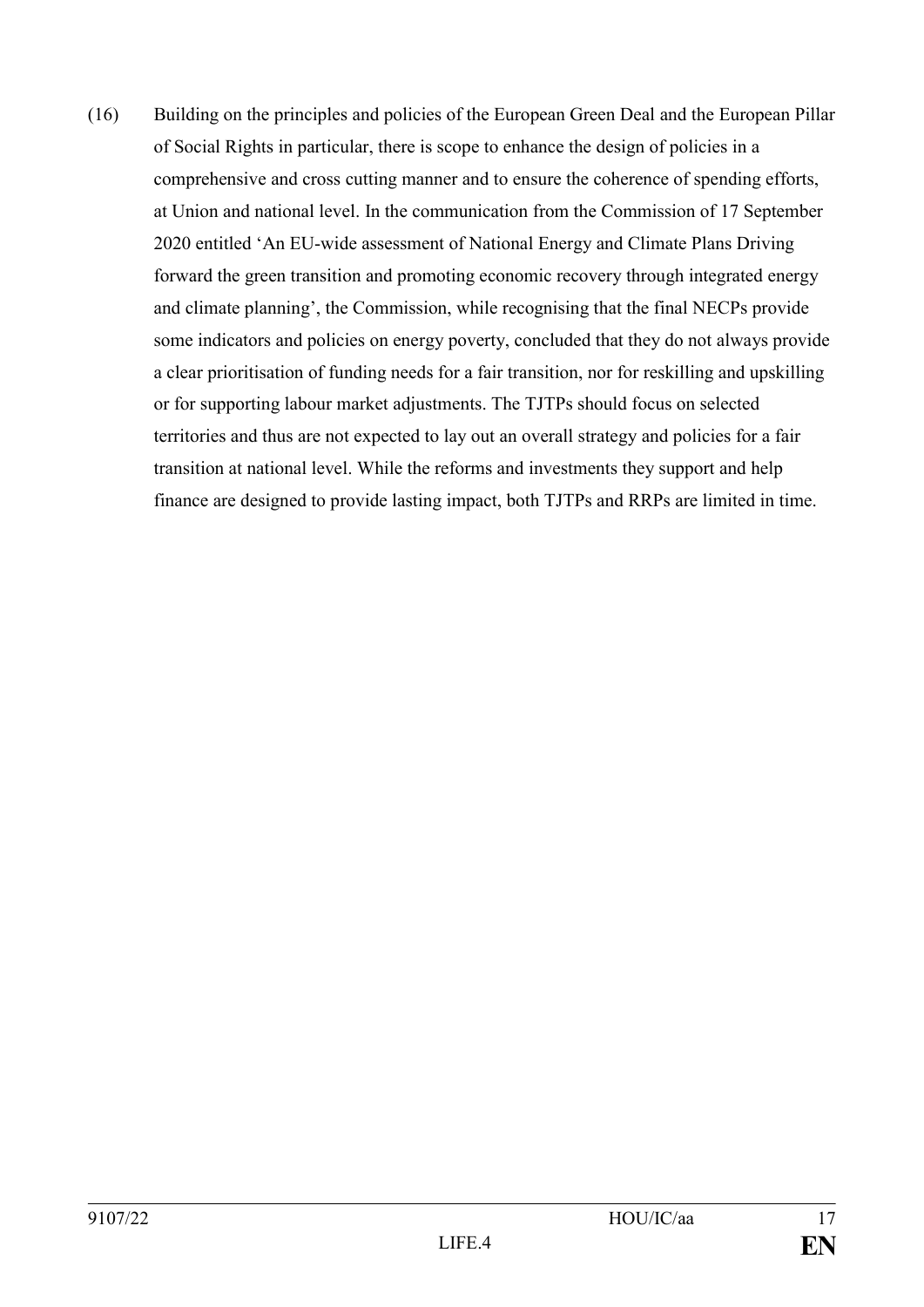(16) Building on the principles and policies of the European Green Deal and the European Pillar of Social Rights in particular, there is scope to enhance the design of policies in a comprehensive and cross cutting manner and to ensure the coherence of spending efforts, at Union and national level. In the communication from the Commission of 17 September 2020 entitled 'An EU-wide assessment of National Energy and Climate Plans Driving forward the green transition and promoting economic recovery through integrated energy and climate planning', the Commission, while recognising that the final NECPs provide some indicators and policies on energy poverty, concluded that they do not always provide a clear prioritisation of funding needs for a fair transition, nor for reskilling and upskilling or for supporting labour market adjustments. The TJTPs should focus on selected territories and thus are not expected to lay out an overall strategy and policies for a fair transition at national level. While the reforms and investments they support and help finance are designed to provide lasting impact, both TJTPs and RRPs are limited in time.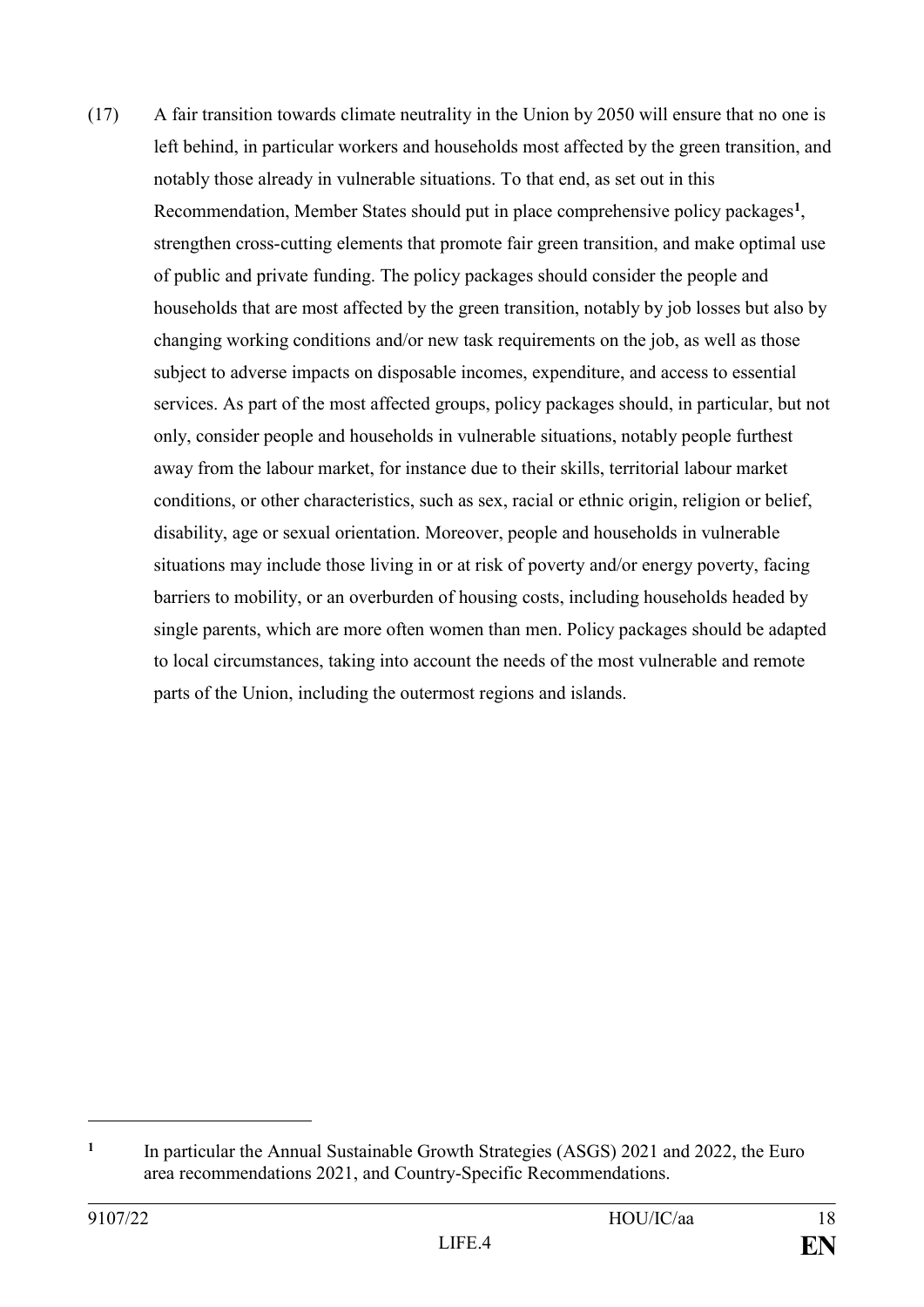(17) A fair transition towards climate neutrality in the Union by 2050 will ensure that no one is left behind, in particular workers and households most affected by the green transition, and notably those already in vulnerable situations. To that end, as set out in this Recommendation, Member States should put in place comprehensive policy packages[1], strengthen cross-cutting elements that promote fair green transition, and make optimal use of public and private funding. The policy packages should consider the people and households that are most affected by the green transition, notably by job losses but also by changing working conditions and/or new task requirements on the job, as well as those subject to adverse impacts on disposable incomes, expenditure, and access to essential services. As part of the most affected groups, policy packages should, in particular, but not only, consider people and households in vulnerable situations, notably people furthest away from the labour market, for instance due to their skills, territorial labour market conditions, or other characteristics, such as sex, racial or ethnic origin, religion or belief, disability, age or sexual orientation. Moreover, people and households in vulnerable situations may include those living in or at risk of poverty and/or energy poverty, facing barriers to mobility, or an overburden of housing costs, including households headed by single parents, which are more often women than men. Policy packages should be adapted to local circumstances, taking into account the needs of the most vulnerable and remote parts of the Union, including the outermost regions and islands.

[1] In particular the Annual Sustainable Growth Strategies (ASGS) 2021 and 2022, the Euro area recommendations 2021, and Country-Specific Recommendations.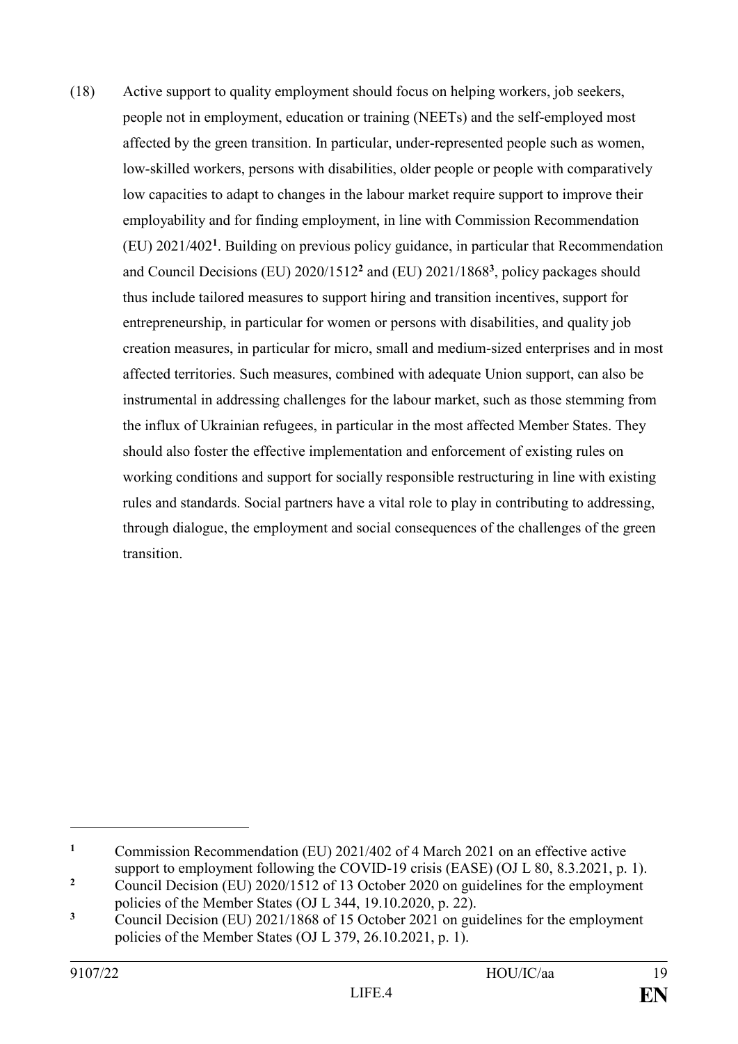(18) Active support to quality employment should focus on helping workers, job seekers, people not in employment, education or training (NEETs) and the self-employed most affected by the green transition. In particular, under-represented people such as women, low-skilled workers, persons with disabilities, older people or people with comparatively low capacities to adapt to changes in the labour market require support to improve their employability and for finding employment, in line with Commission Recommendation (EU) 2021/402[1]. Building on previous policy guidance, in particular that Recommendation and Council Decisions (EU) 2020/1512[2] and (EU) 2021/1868[3], policy packages should thus include tailored measures to support hiring and transition incentives, support for entrepreneurship, in particular for women or persons with disabilities, and quality job creation measures, in particular for micro, small and medium-sized enterprises and in most affected territories. Such measures, combined with adequate Union support, can also be instrumental in addressing challenges for the labour market, such as those stemming from the influx of Ukrainian refugees, in particular in the most affected Member States. They should also foster the effective implementation and enforcement of existing rules on working conditions and support for socially responsible restructuring in line with existing rules and standards. Social partners have a vital role to play in contributing to addressing, through dialogue, the employment and social consequences of the challenges of the green transition.

---

[1] Commission Recommendation (EU) 2021/402 of 4 March 2021 on an effective active support to employment following the COVID-19 crisis (EASE) (OJ L 80, 8.3.2021, p. 1).

[2] Council Decision (EU) 2020/1512 of 13 October 2020 on guidelines for the employment policies of the Member States (OJ L 344, 19.10.2020, p. 22).

[3] Council Decision (EU) 2021/1868 of 15 October 2021 on guidelines for the employment policies of the Member States (OJ L 379, 26.10.2021, p. 1).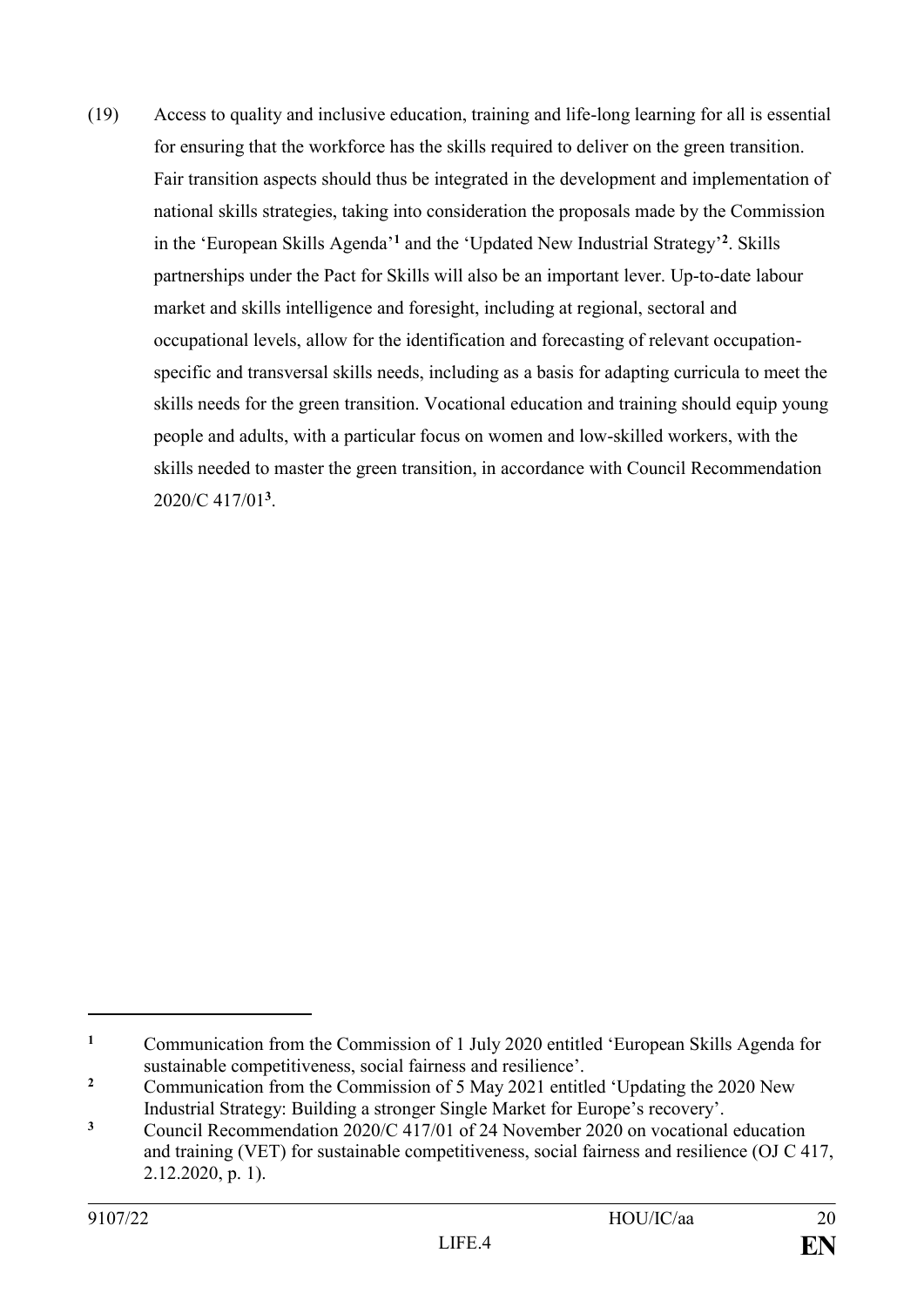(19) Access to quality and inclusive education, training and life-long learning for all is essential for ensuring that the workforce has the skills required to deliver on the green transition. Fair transition aspects should thus be integrated in the development and implementation of national skills strategies, taking into consideration the proposals made by the Commission in the 'European Skills Agenda'[1] and the 'Updated New Industrial Strategy'[2]. Skills partnerships under the Pact for Skills will also be an important lever. Up-to-date labour market and skills intelligence and foresight, including at regional, sectoral and occupational levels, allow for the identification and forecasting of relevant occupation-specific and transversal skills needs, including as a basis for adapting curricula to meet the skills needs for the green transition. Vocational education and training should equip young people and adults, with a particular focus on women and low-skilled workers, with the skills needed to master the green transition, in accordance with Council Recommendation 2020/C 417/01[3].

---

[1] Communication from the Commission of 1 July 2020 entitled 'European Skills Agenda for sustainable competitiveness, social fairness and resilience'.

[2] Communication from the Commission of 5 May 2021 entitled 'Updating the 2020 New Industrial Strategy: Building a stronger Single Market for Europe's recovery'.

[3] Council Recommendation 2020/C 417/01 of 24 November 2020 on vocational education and training (VET) for sustainable competitiveness, social fairness and resilience (OJ C 417, 2.12.2020, p. 1).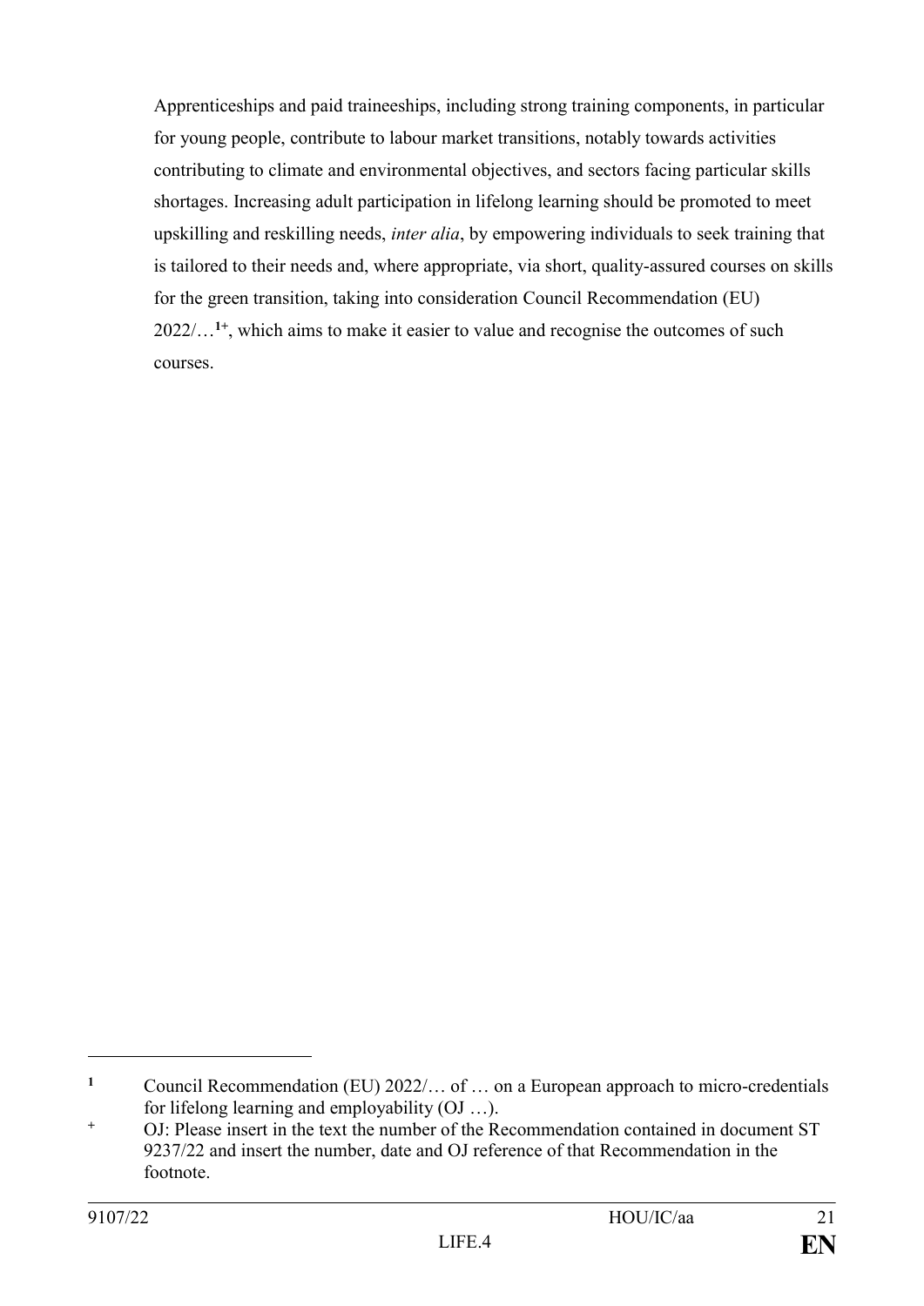Apprenticeships and paid traineeships, including strong training components, in particular for young people, contribute to labour market transitions, notably towards activities contributing to climate and environmental objectives, and sectors facing particular skills shortages. Increasing adult participation in lifelong learning should be promoted to meet upskilling and reskilling needs, *inter alia*, by empowering individuals to seek training that is tailored to their needs and, where appropriate, via short, quality-assured courses on skills for the green transition, taking into consideration Council Recommendation (EU) 2022/…[1+], which aims to make it easier to value and recognise the outcomes of such courses.

---

[1] Council Recommendation (EU) 2022/… of … on a European approach to micro-credentials for lifelong learning and employability (OJ …).

[+] OJ: Please insert in the text the number of the Recommendation contained in document ST 9237/22 and insert the number, date and OJ reference of that Recommendation in the footnote.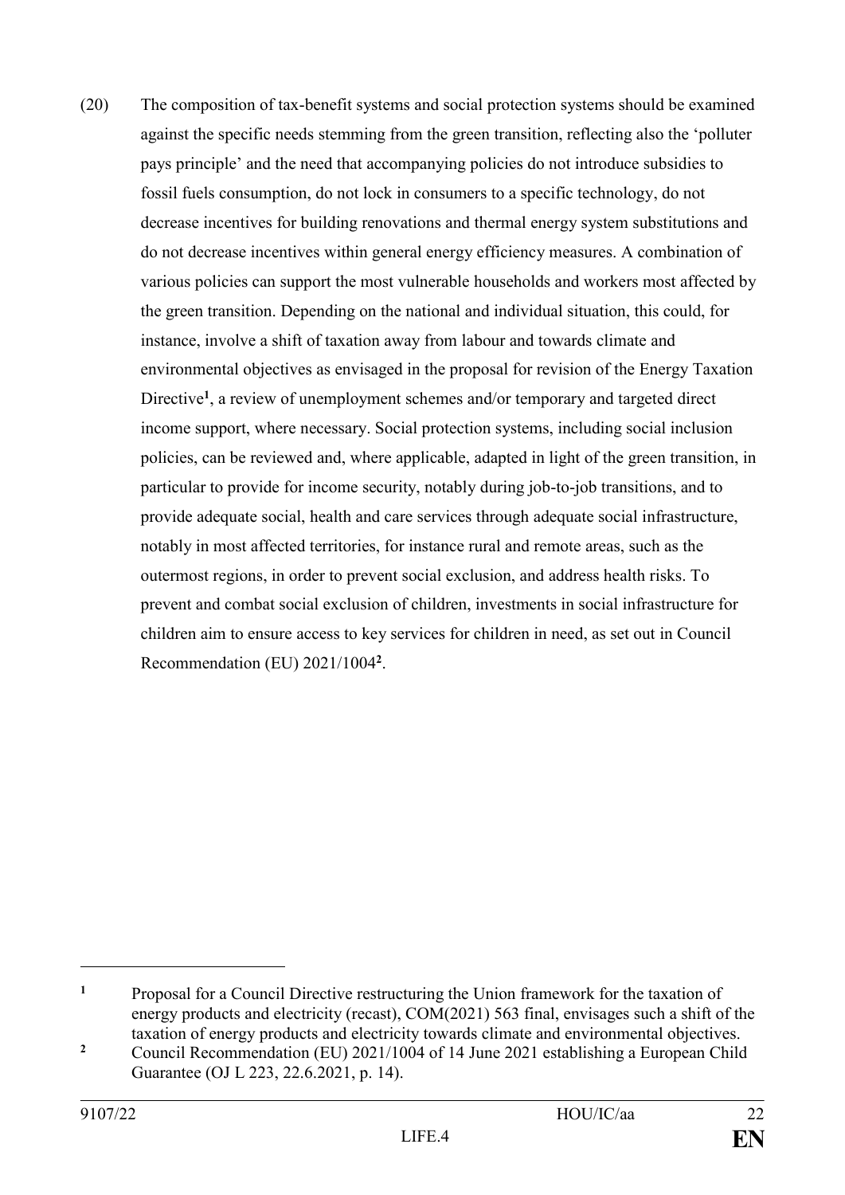(20) The composition of tax-benefit systems and social protection systems should be examined against the specific needs stemming from the green transition, reflecting also the 'polluter pays principle' and the need that accompanying policies do not introduce subsidies to fossil fuels consumption, do not lock in consumers to a specific technology, do not decrease incentives for building renovations and thermal energy system substitutions and do not decrease incentives within general energy efficiency measures. A combination of various policies can support the most vulnerable households and workers most affected by the green transition. Depending on the national and individual situation, this could, for instance, involve a shift of taxation away from labour and towards climate and environmental objectives as envisaged in the proposal for revision of the Energy Taxation Directive[1], a review of unemployment schemes and/or temporary and targeted direct income support, where necessary. Social protection systems, including social inclusion policies, can be reviewed and, where applicable, adapted in light of the green transition, in particular to provide for income security, notably during job-to-job transitions, and to provide adequate social, health and care services through adequate social infrastructure, notably in most affected territories, for instance rural and remote areas, such as the outermost regions, in order to prevent social exclusion, and address health risks. To prevent and combat social exclusion of children, investments in social infrastructure for children aim to ensure access to key services for children in need, as set out in Council Recommendation (EU) 2021/1004[2].

---

[1] Proposal for a Council Directive restructuring the Union framework for the taxation of energy products and electricity (recast), COM(2021) 563 final, envisages such a shift of the taxation of energy products and electricity towards climate and environmental objectives.

[2] Council Recommendation (EU) 2021/1004 of 14 June 2021 establishing a European Child Guarantee (OJ L 223, 22.6.2021, p. 14).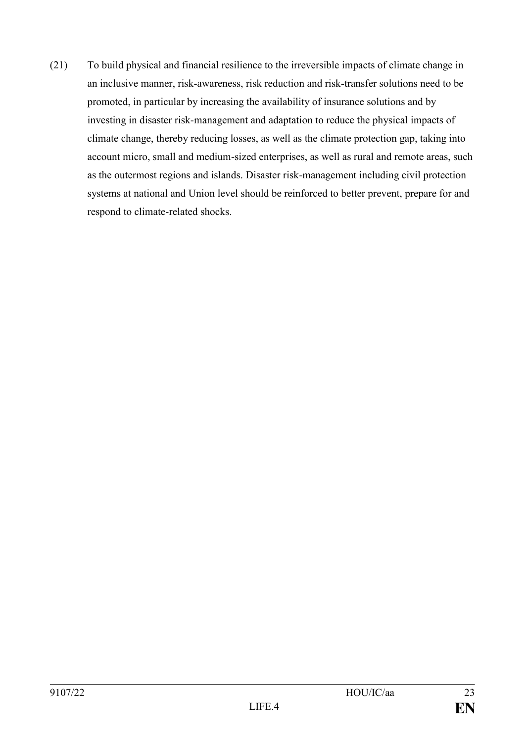(21) To build physical and financial resilience to the irreversible impacts of climate change in an inclusive manner, risk-awareness, risk reduction and risk-transfer solutions need to be promoted, in particular by increasing the availability of insurance solutions and by investing in disaster risk-management and adaptation to reduce the physical impacts of climate change, thereby reducing losses, as well as the climate protection gap, taking into account micro, small and medium-sized enterprises, as well as rural and remote areas, such as the outermost regions and islands. Disaster risk-management including civil protection systems at national and Union level should be reinforced to better prevent, prepare for and respond to climate-related shocks.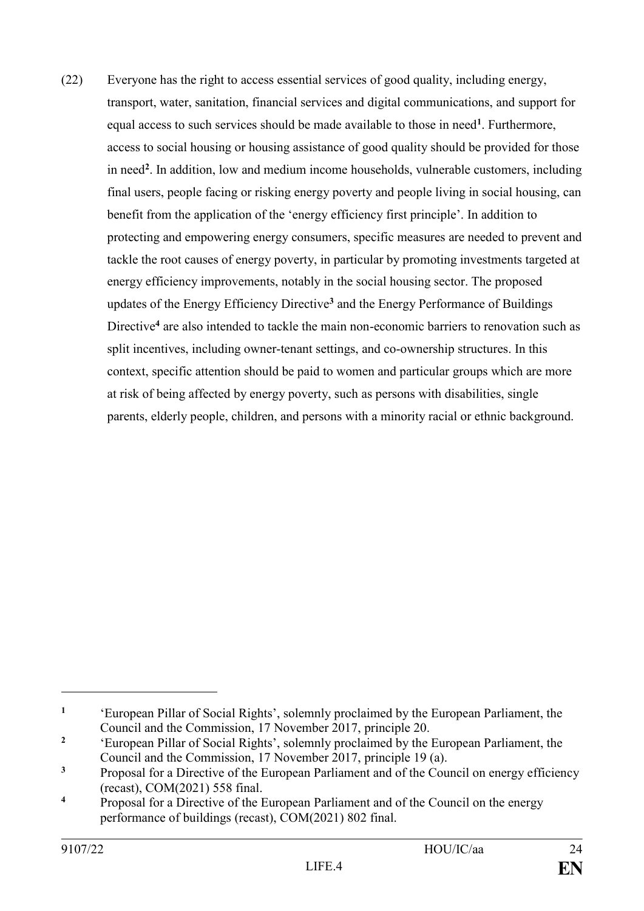(22) Everyone has the right to access essential services of good quality, including energy, transport, water, sanitation, financial services and digital communications, and support for equal access to such services should be made available to those in need[1]. Furthermore, access to social housing or housing assistance of good quality should be provided for those in need[2]. In addition, low and medium income households, vulnerable customers, including final users, people facing or risking energy poverty and people living in social housing, can benefit from the application of the 'energy efficiency first principle'. In addition to protecting and empowering energy consumers, specific measures are needed to prevent and tackle the root causes of energy poverty, in particular by promoting investments targeted at energy efficiency improvements, notably in the social housing sector. The proposed updates of the Energy Efficiency Directive[3] and the Energy Performance of Buildings Directive[4] are also intended to tackle the main non-economic barriers to renovation such as split incentives, including owner-tenant settings, and co-ownership structures. In this context, specific attention should be paid to women and particular groups which are more at risk of being affected by energy poverty, such as persons with disabilities, single parents, elderly people, children, and persons with a minority racial or ethnic background.

---

[1] 'European Pillar of Social Rights', solemnly proclaimed by the European Parliament, the Council and the Commission, 17 November 2017, principle 20.

[2] 'European Pillar of Social Rights', solemnly proclaimed by the European Parliament, the Council and the Commission, 17 November 2017, principle 19 (a).

[3] Proposal for a Directive of the European Parliament and of the Council on energy efficiency (recast), COM(2021) 558 final.

[4] Proposal for a Directive of the European Parliament and of the Council on the energy performance of buildings (recast), COM(2021) 802 final.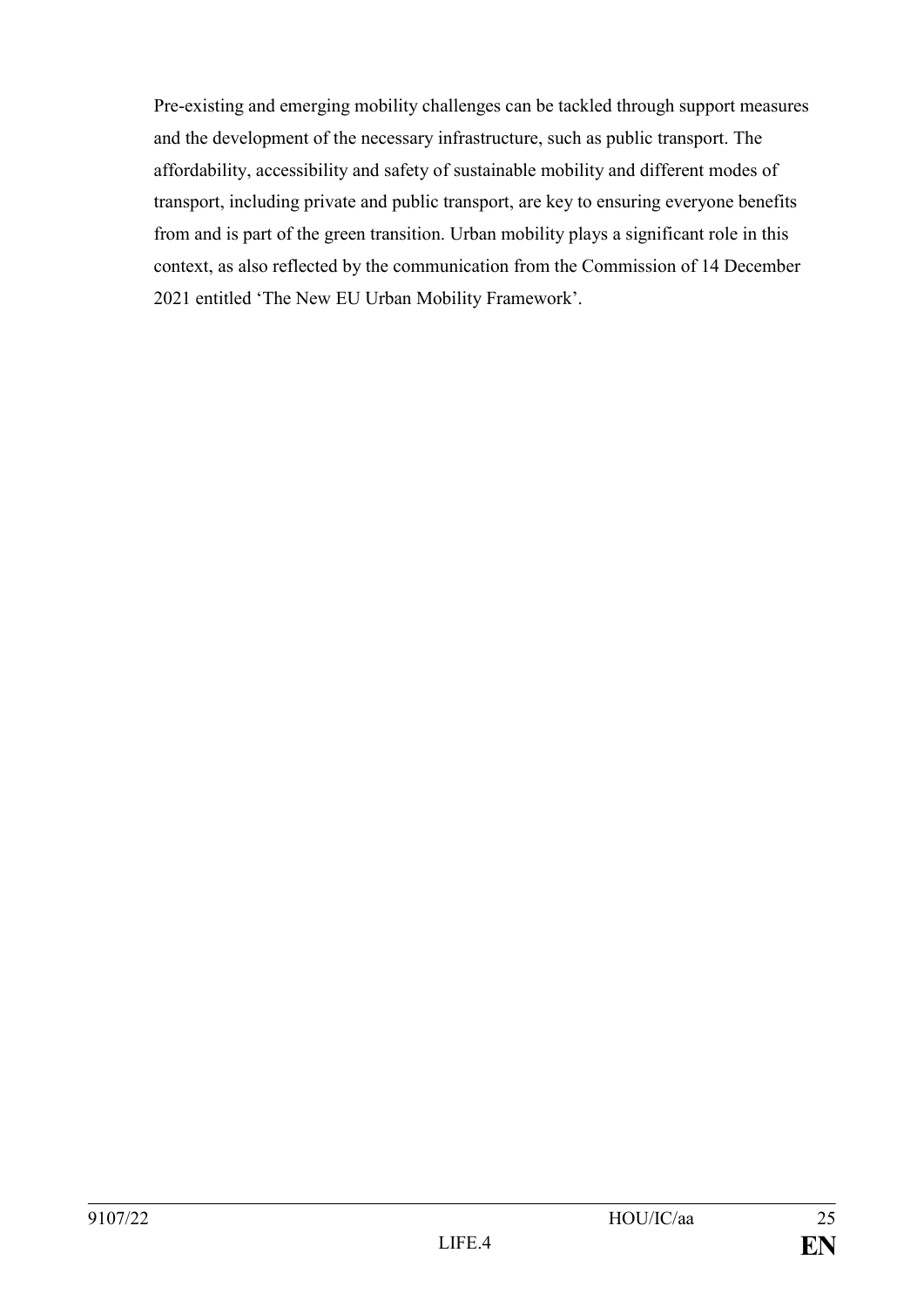Pre-existing and emerging mobility challenges can be tackled through support measures and the development of the necessary infrastructure, such as public transport. The affordability, accessibility and safety of sustainable mobility and different modes of transport, including private and public transport, are key to ensuring everyone benefits from and is part of the green transition. Urban mobility plays a significant role in this context, as also reflected by the communication from the Commission of 14 December 2021 entitled 'The New EU Urban Mobility Framework'.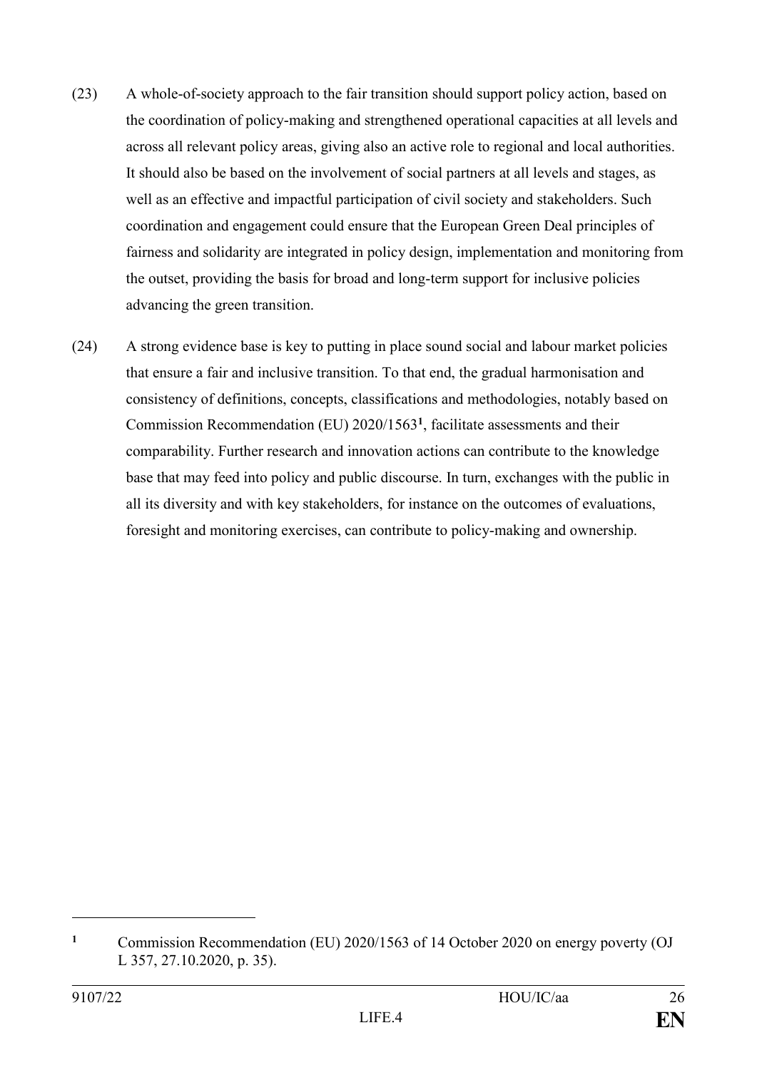(23) A whole-of-society approach to the fair transition should support policy action, based on the coordination of policy-making and strengthened operational capacities at all levels and across all relevant policy areas, giving also an active role to regional and local authorities. It should also be based on the involvement of social partners at all levels and stages, as well as an effective and impactful participation of civil society and stakeholders. Such coordination and engagement could ensure that the European Green Deal principles of fairness and solidarity are integrated in policy design, implementation and monitoring from the outset, providing the basis for broad and long-term support for inclusive policies advancing the green transition.

(24) A strong evidence base is key to putting in place sound social and labour market policies that ensure a fair and inclusive transition. To that end, the gradual harmonisation and consistency of definitions, concepts, classifications and methodologies, notably based on Commission Recommendation (EU) 2020/1563[1], facilitate assessments and their comparability. Further research and innovation actions can contribute to the knowledge base that may feed into policy and public discourse. In turn, exchanges with the public in all its diversity and with key stakeholders, for instance on the outcomes of evaluations, foresight and monitoring exercises, can contribute to policy-making and ownership.

---

[1] Commission Recommendation (EU) 2020/1563 of 14 October 2020 on energy poverty (OJ L 357, 27.10.2020, p. 35).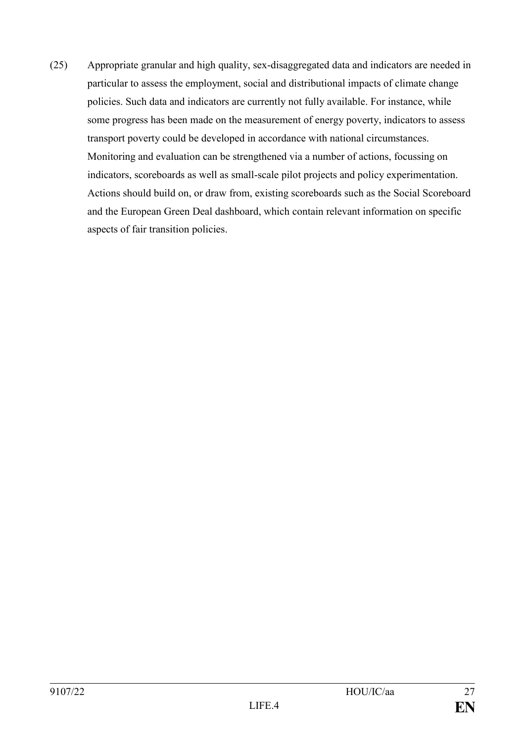(25) Appropriate granular and high quality, sex-disaggregated data and indicators are needed in particular to assess the employment, social and distributional impacts of climate change policies. Such data and indicators are currently not fully available. For instance, while some progress has been made on the measurement of energy poverty, indicators to assess transport poverty could be developed in accordance with national circumstances. Monitoring and evaluation can be strengthened via a number of actions, focussing on indicators, scoreboards as well as small-scale pilot projects and policy experimentation. Actions should build on, or draw from, existing scoreboards such as the Social Scoreboard and the European Green Deal dashboard, which contain relevant information on specific aspects of fair transition policies.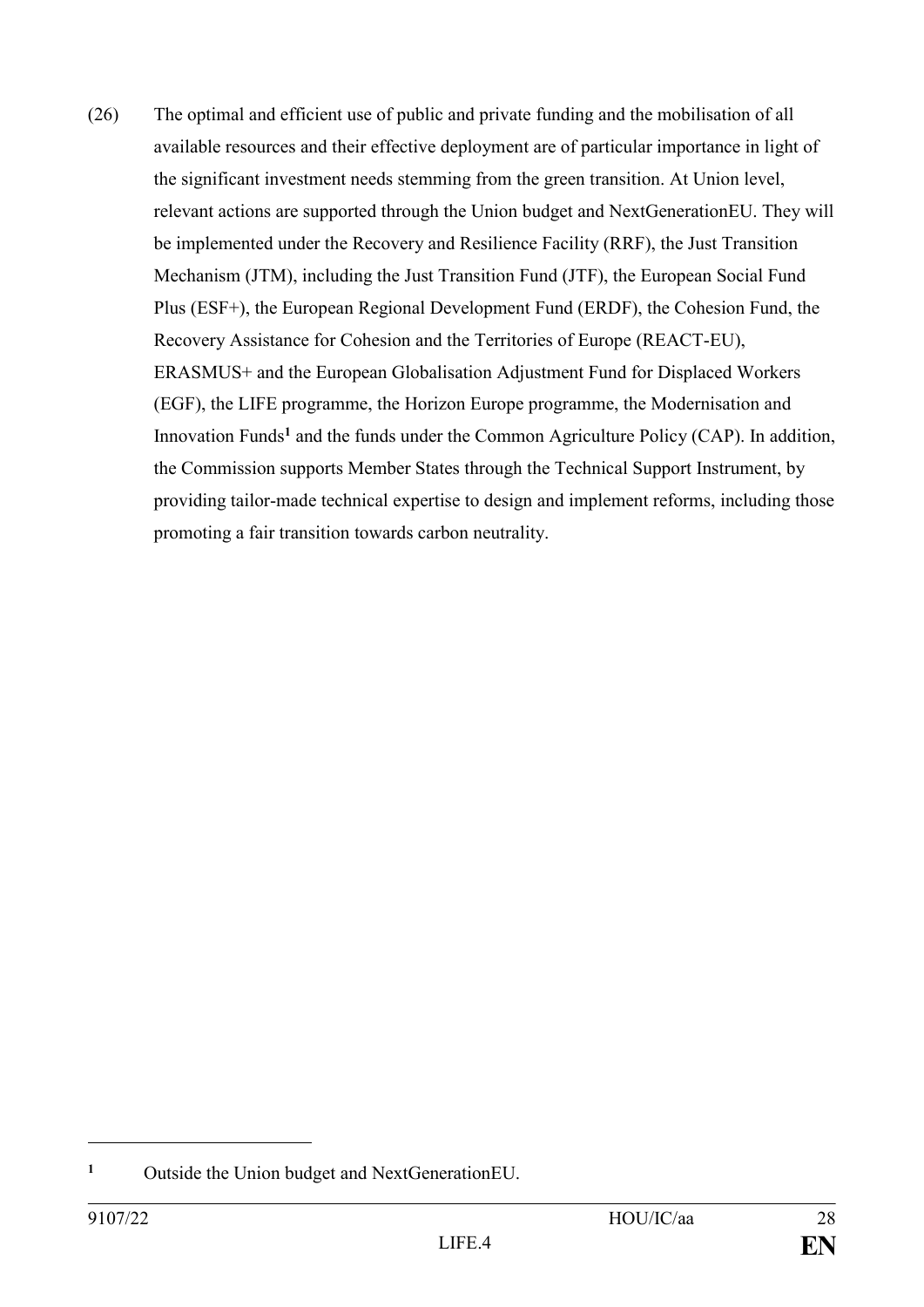(26) The optimal and efficient use of public and private funding and the mobilisation of all available resources and their effective deployment are of particular importance in light of the significant investment needs stemming from the green transition. At Union level, relevant actions are supported through the Union budget and NextGenerationEU. They will be implemented under the Recovery and Resilience Facility (RRF), the Just Transition Mechanism (JTM), including the Just Transition Fund (JTF), the European Social Fund Plus (ESF+), the European Regional Development Fund (ERDF), the Cohesion Fund, the Recovery Assistance for Cohesion and the Territories of Europe (REACT-EU), ERASMUS+ and the European Globalisation Adjustment Fund for Displaced Workers (EGF), the LIFE programme, the Horizon Europe programme, the Modernisation and Innovation Funds[1] and the funds under the Common Agriculture Policy (CAP). In addition, the Commission supports Member States through the Technical Support Instrument, by providing tailor-made technical expertise to design and implement reforms, including those promoting a fair transition towards carbon neutrality.

---

[1] Outside the Union budget and NextGenerationEU.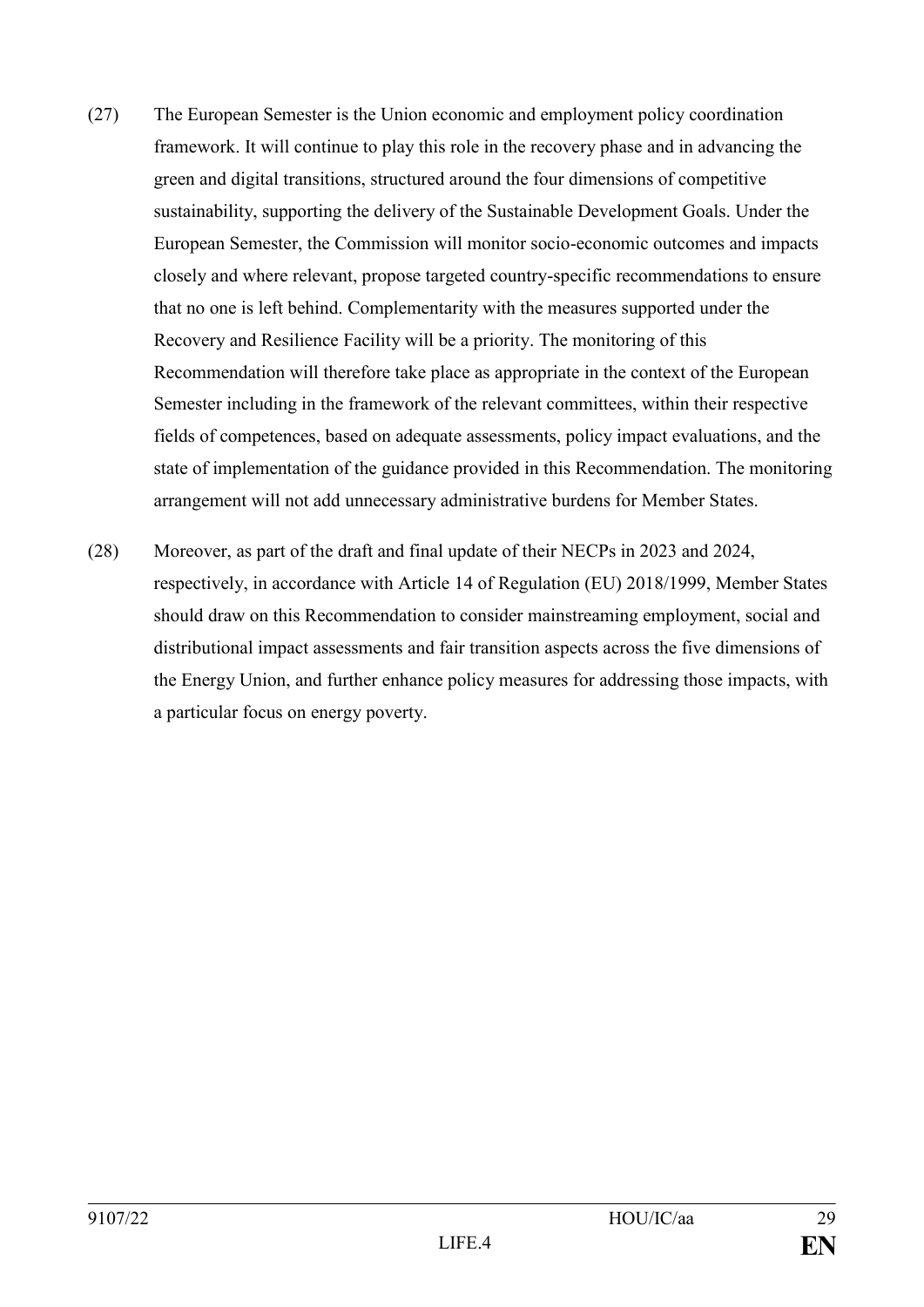(27) The European Semester is the Union economic and employment policy coordination framework. It will continue to play this role in the recovery phase and in advancing the green and digital transitions, structured around the four dimensions of competitive sustainability, supporting the delivery of the Sustainable Development Goals. Under the European Semester, the Commission will monitor socio-economic outcomes and impacts closely and where relevant, propose targeted country-specific recommendations to ensure that no one is left behind. Complementarity with the measures supported under the Recovery and Resilience Facility will be a priority. The monitoring of this Recommendation will therefore take place as appropriate in the context of the European Semester including in the framework of the relevant committees, within their respective fields of competences, based on adequate assessments, policy impact evaluations, and the state of implementation of the guidance provided in this Recommendation. The monitoring arrangement will not add unnecessary administrative burdens for Member States.

(28) Moreover, as part of the draft and final update of their NECPs in 2023 and 2024, respectively, in accordance with Article 14 of Regulation (EU) 2018/1999, Member States should draw on this Recommendation to consider mainstreaming employment, social and distributional impact assessments and fair transition aspects across the five dimensions of the Energy Union, and further enhance policy measures for addressing those impacts, with a particular focus on energy poverty.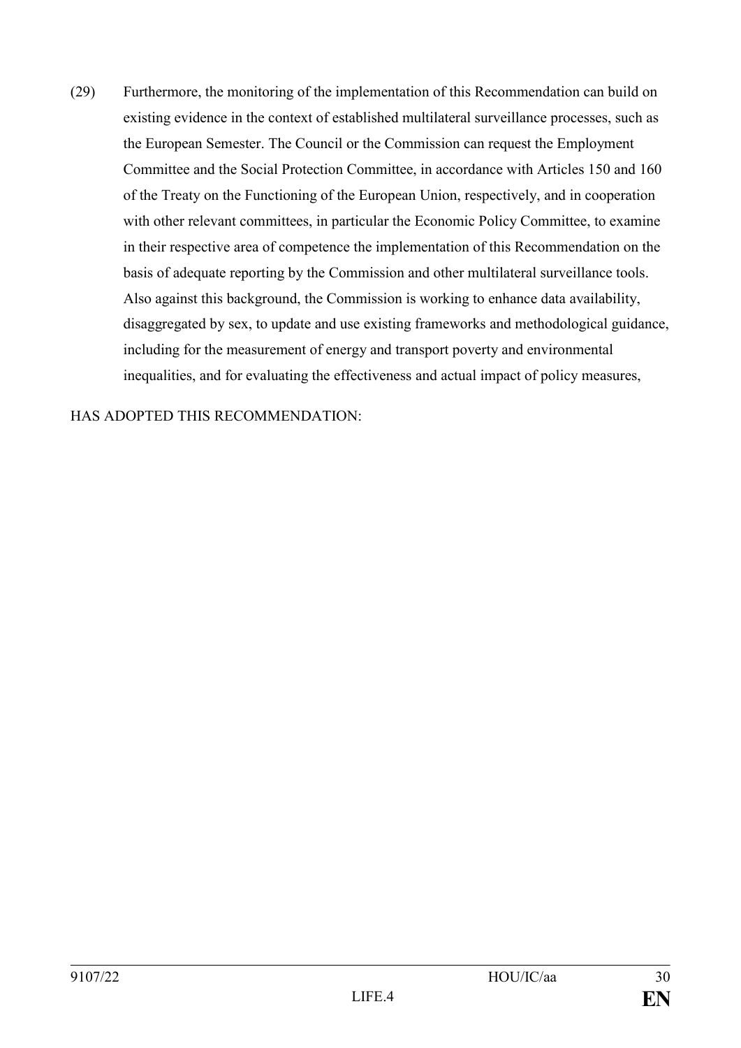(29) Furthermore, the monitoring of the implementation of this Recommendation can build on existing evidence in the context of established multilateral surveillance processes, such as the European Semester. The Council or the Commission can request the Employment Committee and the Social Protection Committee, in accordance with Articles 150 and 160 of the Treaty on the Functioning of the European Union, respectively, and in cooperation with other relevant committees, in particular the Economic Policy Committee, to examine in their respective area of competence the implementation of this Recommendation on the basis of adequate reporting by the Commission and other multilateral surveillance tools. Also against this background, the Commission is working to enhance data availability, disaggregated by sex, to update and use existing frameworks and methodological guidance, including for the measurement of energy and transport poverty and environmental inequalities, and for evaluating the effectiveness and actual impact of policy measures,

HAS ADOPTED THIS RECOMMENDATION: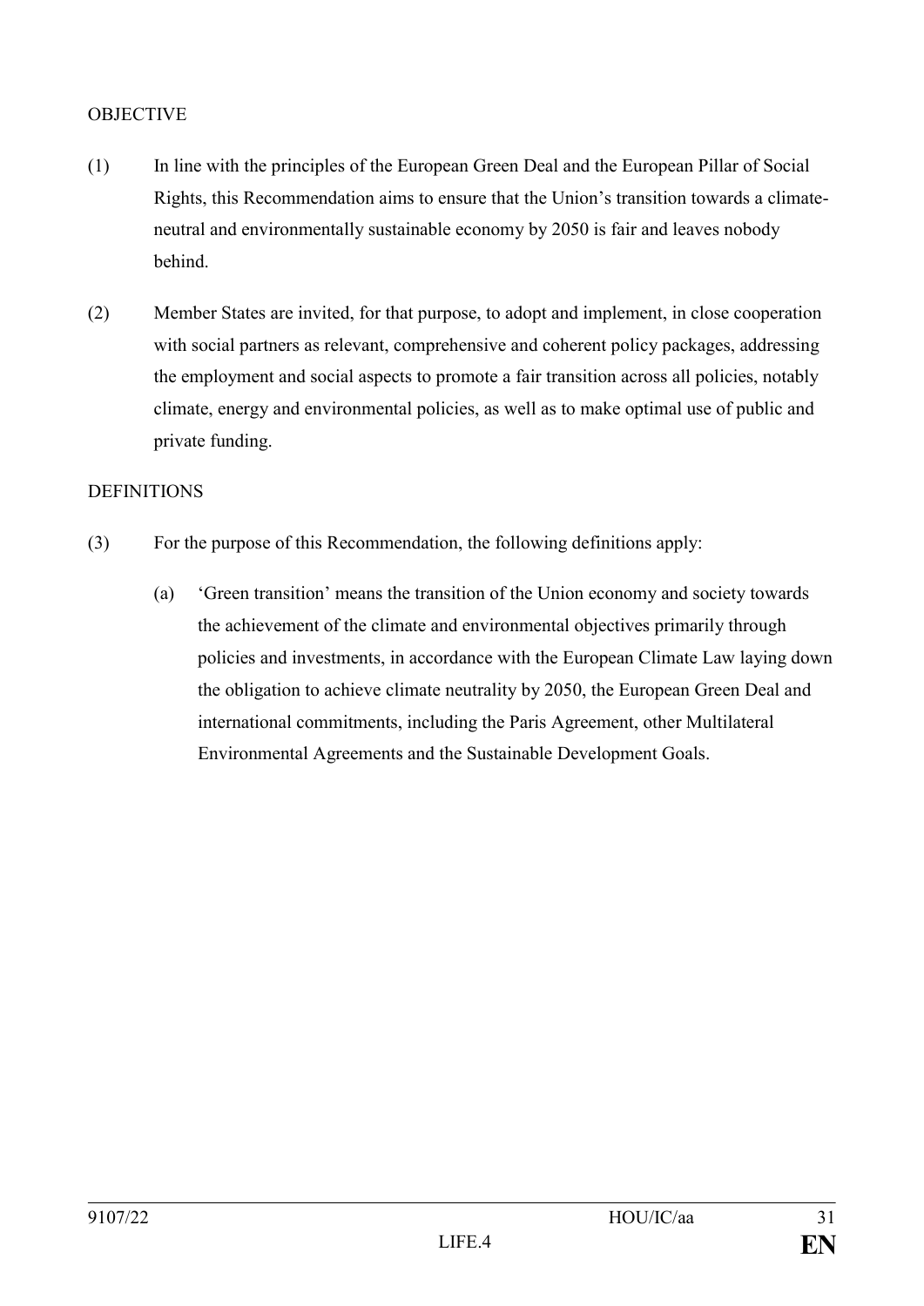OBJECTIVE

(1) In line with the principles of the European Green Deal and the European Pillar of Social Rights, this Recommendation aims to ensure that the Union's transition towards a climate-neutral and environmentally sustainable economy by 2050 is fair and leaves nobody behind.

(2) Member States are invited, for that purpose, to adopt and implement, in close cooperation with social partners as relevant, comprehensive and coherent policy packages, addressing the employment and social aspects to promote a fair transition across all policies, notably climate, energy and environmental policies, as well as to make optimal use of public and private funding.

DEFINITIONS

(3) For the purpose of this Recommendation, the following definitions apply:

   (a) 'Green transition' means the transition of the Union economy and society towards the achievement of the climate and environmental objectives primarily through policies and investments, in accordance with the European Climate Law laying down the obligation to achieve climate neutrality by 2050, the European Green Deal and international commitments, including the Paris Agreement, other Multilateral Environmental Agreements and the Sustainable Development Goals.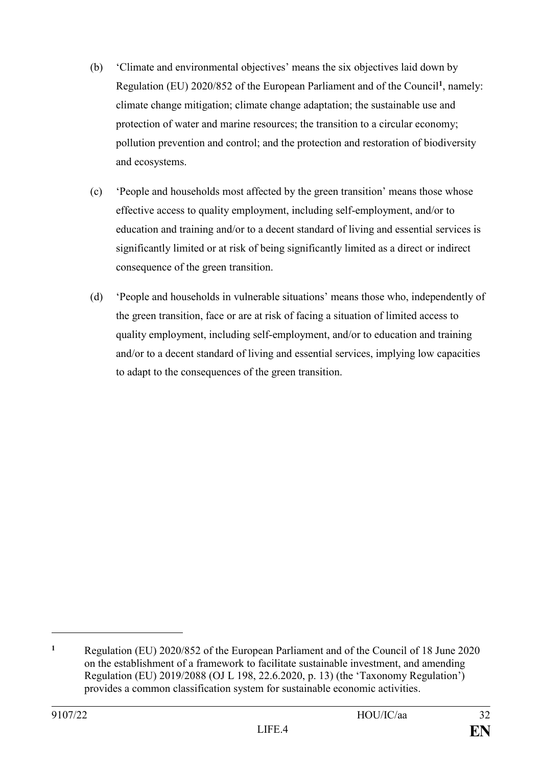(b) 'Climate and environmental objectives' means the six objectives laid down by Regulation (EU) 2020/852 of the European Parliament and of the Council[1], namely: climate change mitigation; climate change adaptation; the sustainable use and protection of water and marine resources; the transition to a circular economy; pollution prevention and control; and the protection and restoration of biodiversity and ecosystems.

(c) 'People and households most affected by the green transition' means those whose effective access to quality employment, including self-employment, and/or to education and training and/or to a decent standard of living and essential services is significantly limited or at risk of being significantly limited as a direct or indirect consequence of the green transition.

(d) 'People and households in vulnerable situations' means those who, independently of the green transition, face or are at risk of facing a situation of limited access to quality employment, including self-employment, and/or to education and training and/or to a decent standard of living and essential services, implying low capacities to adapt to the consequences of the green transition.

---

[1] Regulation (EU) 2020/852 of the European Parliament and of the Council of 18 June 2020 on the establishment of a framework to facilitate sustainable investment, and amending Regulation (EU) 2019/2088 (OJ L 198, 22.6.2020, p. 13) (the 'Taxonomy Regulation') provides a common classification system for sustainable economic activities.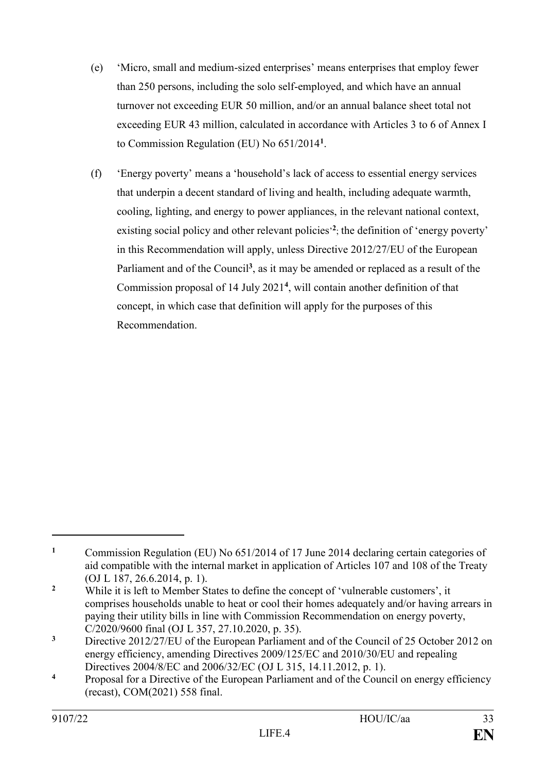(e) 'Micro, small and medium-sized enterprises' means enterprises that employ fewer than 250 persons, including the solo self-employed, and which have an annual turnover not exceeding EUR 50 million, and/or an annual balance sheet total not exceeding EUR 43 million, calculated in accordance with Articles 3 to 6 of Annex I to Commission Regulation (EU) No 651/2014[1].

(f) 'Energy poverty' means a 'household's lack of access to essential energy services that underpin a decent standard of living and health, including adequate warmth, cooling, lighting, and energy to power appliances, in the relevant national context, existing social policy and other relevant policies'[2]; the definition of 'energy poverty' in this Recommendation will apply, unless Directive 2012/27/EU of the European Parliament and of the Council[3], as it may be amended or replaced as a result of the Commission proposal of 14 July 2021[4], will contain another definition of that concept, in which case that definition will apply for the purposes of this Recommendation.

---

[1] Commission Regulation (EU) No 651/2014 of 17 June 2014 declaring certain categories of aid compatible with the internal market in application of Articles 107 and 108 of the Treaty (OJ L 187, 26.6.2014, p. 1).

[2] While it is left to Member States to define the concept of 'vulnerable customers', it comprises households unable to heat or cool their homes adequately and/or having arrears in paying their utility bills in line with Commission Recommendation on energy poverty, C/2020/9600 final (OJ L 357, 27.10.2020, p. 35).

[3] Directive 2012/27/EU of the European Parliament and of the Council of 25 October 2012 on energy efficiency, amending Directives 2009/125/EC and 2010/30/EU and repealing Directives 2004/8/EC and 2006/32/EC (OJ L 315, 14.11.2012, p. 1).

[4] Proposal for a Directive of the European Parliament and of the Council on energy efficiency (recast), COM(2021) 558 final.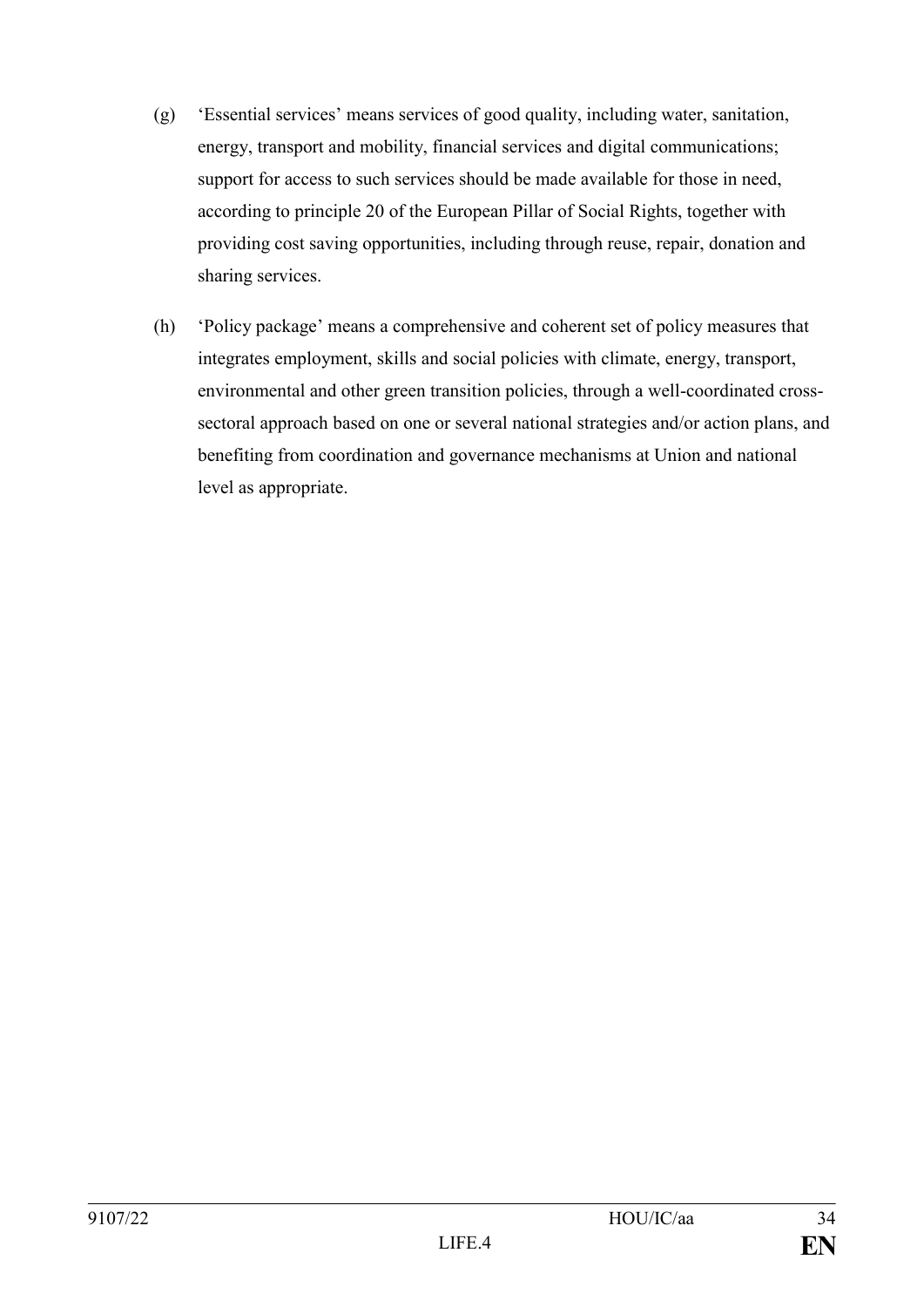(g) 'Essential services' means services of good quality, including water, sanitation, energy, transport and mobility, financial services and digital communications; support for access to such services should be made available for those in need, according to principle 20 of the European Pillar of Social Rights, together with providing cost saving opportunities, including through reuse, repair, donation and sharing services.

(h) 'Policy package' means a comprehensive and coherent set of policy measures that integrates employment, skills and social policies with climate, energy, transport, environmental and other green transition policies, through a well-coordinated cross-sectoral approach based on one or several national strategies and/or action plans, and benefiting from coordination and governance mechanisms at Union and national level as appropriate.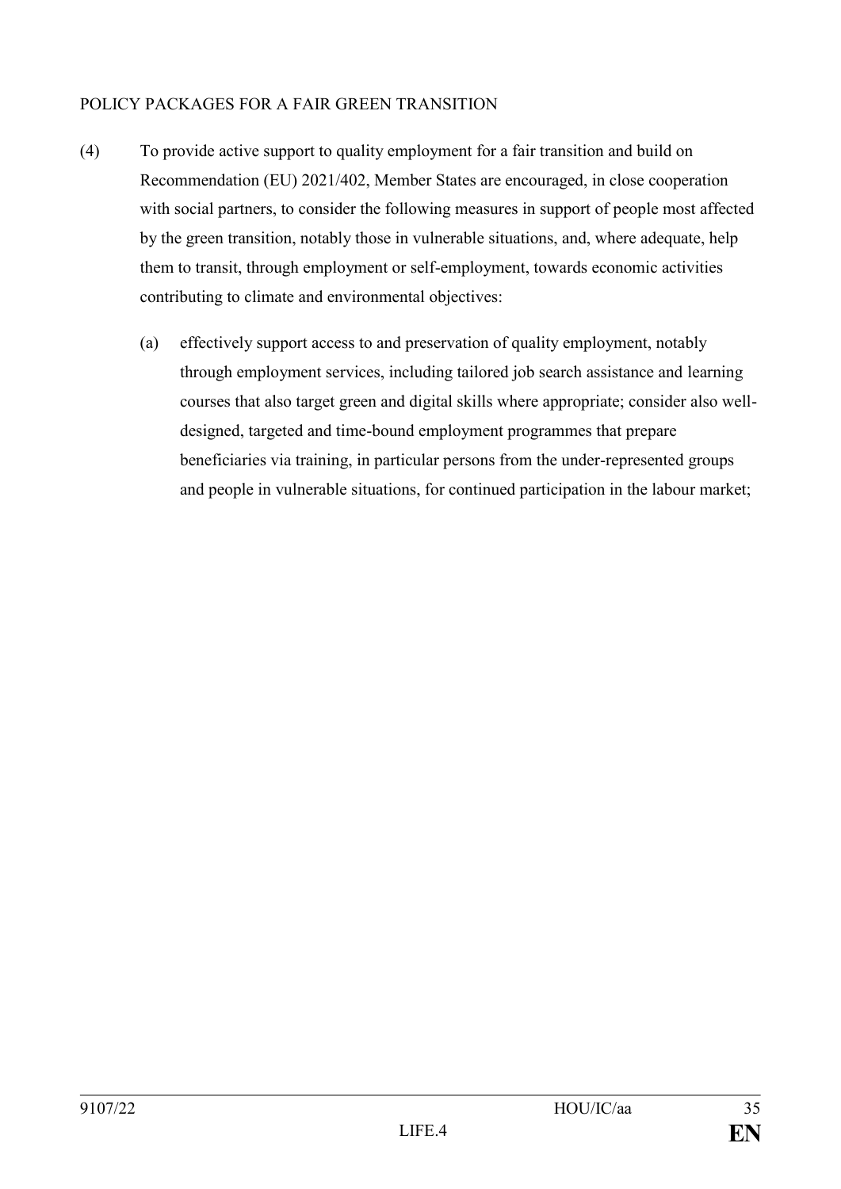POLICY PACKAGES FOR A FAIR GREEN TRANSITION

(4) To provide active support to quality employment for a fair transition and build on Recommendation (EU) 2021/402, Member States are encouraged, in close cooperation with social partners, to consider the following measures in support of people most affected by the green transition, notably those in vulnerable situations, and, where adequate, help them to transit, through employment or self-employment, towards economic activities contributing to climate and environmental objectives:

(a) effectively support access to and preservation of quality employment, notably through employment services, including tailored job search assistance and learning courses that also target green and digital skills where appropriate; consider also well-designed, targeted and time-bound employment programmes that prepare beneficiaries via training, in particular persons from the under-represented groups and people in vulnerable situations, for continued participation in the labour market;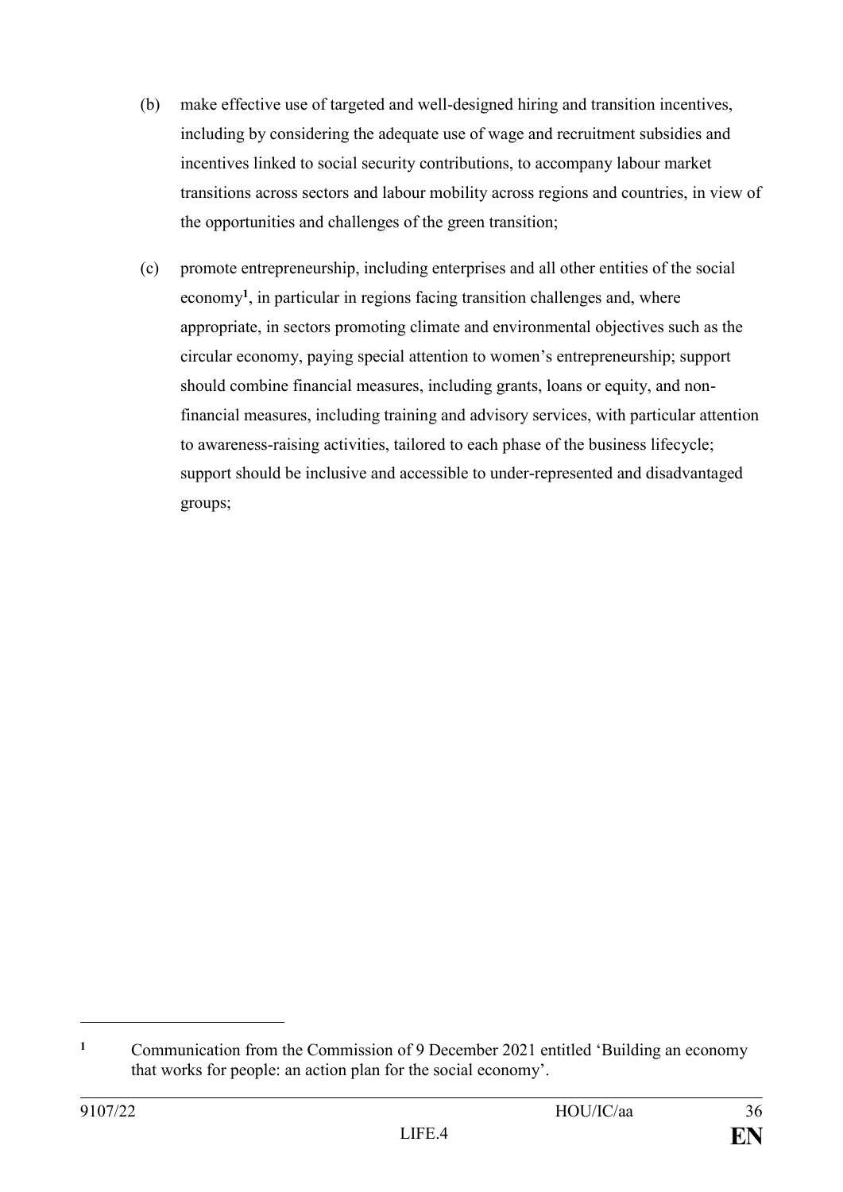(b) make effective use of targeted and well-designed hiring and transition incentives, including by considering the adequate use of wage and recruitment subsidies and incentives linked to social security contributions, to accompany labour market transitions across sectors and labour mobility across regions and countries, in view of the opportunities and challenges of the green transition;

(c) promote entrepreneurship, including enterprises and all other entities of the social economy[1], in particular in regions facing transition challenges and, where appropriate, in sectors promoting climate and environmental objectives such as the circular economy, paying special attention to women's entrepreneurship; support should combine financial measures, including grants, loans or equity, and non-financial measures, including training and advisory services, with particular attention to awareness-raising activities, tailored to each phase of the business lifecycle; support should be inclusive and accessible to under-represented and disadvantaged groups;

---

[1] Communication from the Commission of 9 December 2021 entitled 'Building an economy that works for people: an action plan for the social economy'.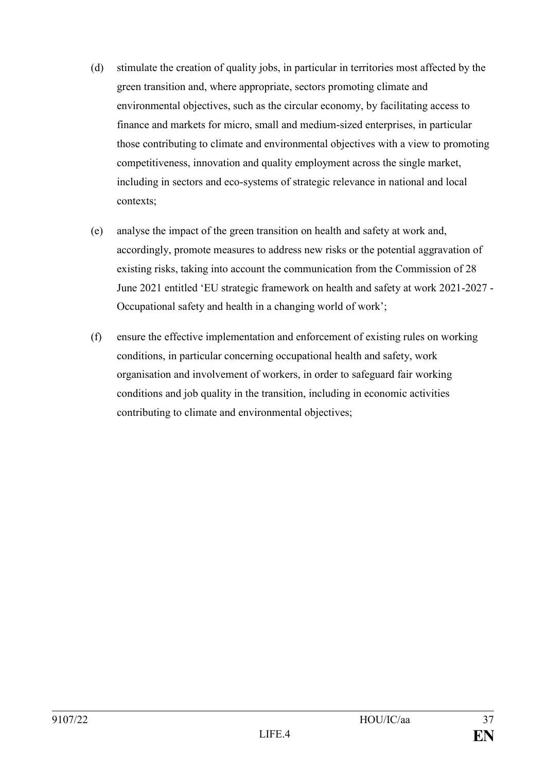(d) stimulate the creation of quality jobs, in particular in territories most affected by the green transition and, where appropriate, sectors promoting climate and environmental objectives, such as the circular economy, by facilitating access to finance and markets for micro, small and medium-sized enterprises, in particular those contributing to climate and environmental objectives with a view to promoting competitiveness, innovation and quality employment across the single market, including in sectors and eco-systems of strategic relevance in national and local contexts;

(e) analyse the impact of the green transition on health and safety at work and, accordingly, promote measures to address new risks or the potential aggravation of existing risks, taking into account the communication from the Commission of 28 June 2021 entitled 'EU strategic framework on health and safety at work 2021-2027 - Occupational safety and health in a changing world of work';

(f) ensure the effective implementation and enforcement of existing rules on working conditions, in particular concerning occupational health and safety, work organisation and involvement of workers, in order to safeguard fair working conditions and job quality in the transition, including in economic activities contributing to climate and environmental objectives;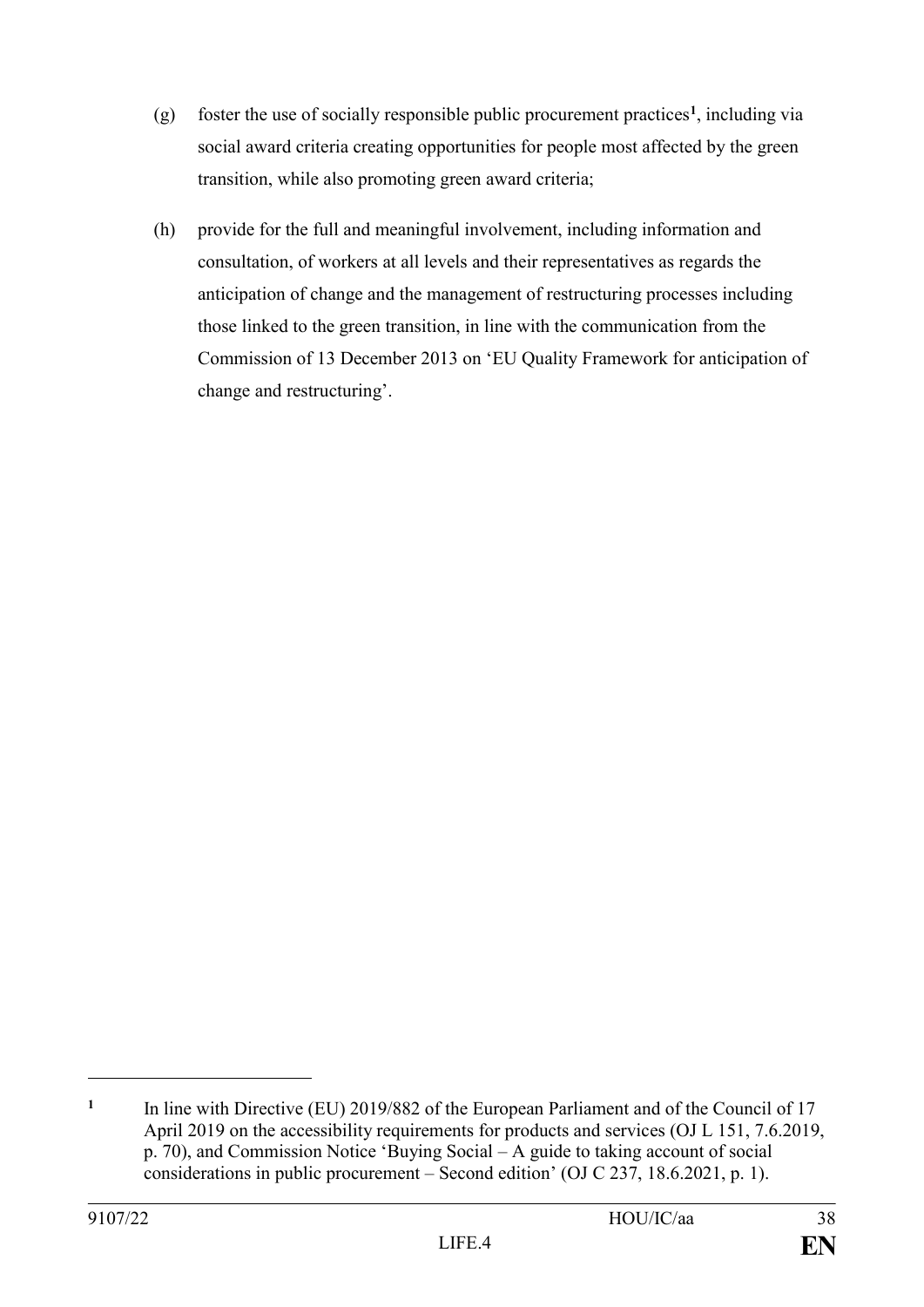(g) foster the use of socially responsible public procurement practices[1], including via social award criteria creating opportunities for people most affected by the green transition, while also promoting green award criteria;

(h) provide for the full and meaningful involvement, including information and consultation, of workers at all levels and their representatives as regards the anticipation of change and the management of restructuring processes including those linked to the green transition, in line with the communication from the Commission of 13 December 2013 on 'EU Quality Framework for anticipation of change and restructuring'.

---

[1] In line with Directive (EU) 2019/882 of the European Parliament and of the Council of 17 April 2019 on the accessibility requirements for products and services (OJ L 151, 7.6.2019, p. 70), and Commission Notice 'Buying Social – A guide to taking account of social considerations in public procurement – Second edition' (OJ C 237, 18.6.2021, p. 1).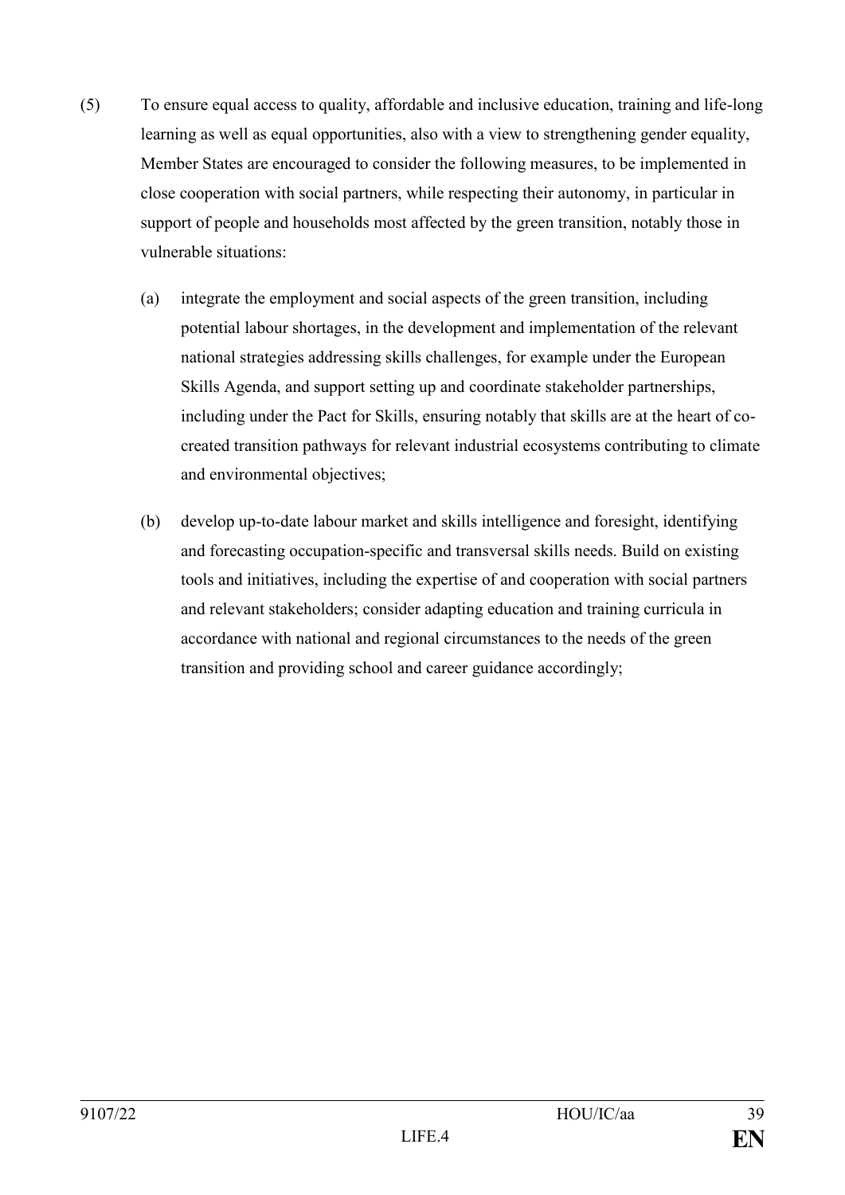(5) To ensure equal access to quality, affordable and inclusive education, training and life-long learning as well as equal opportunities, also with a view to strengthening gender equality, Member States are encouraged to consider the following measures, to be implemented in close cooperation with social partners, while respecting their autonomy, in particular in support of people and households most affected by the green transition, notably those in vulnerable situations:

(a) integrate the employment and social aspects of the green transition, including potential labour shortages, in the development and implementation of the relevant national strategies addressing skills challenges, for example under the European Skills Agenda, and support setting up and coordinate stakeholder partnerships, including under the Pact for Skills, ensuring notably that skills are at the heart of co-created transition pathways for relevant industrial ecosystems contributing to climate and environmental objectives;

(b) develop up-to-date labour market and skills intelligence and foresight, identifying and forecasting occupation-specific and transversal skills needs. Build on existing tools and initiatives, including the expertise of and cooperation with social partners and relevant stakeholders; consider adapting education and training curricula in accordance with national and regional circumstances to the needs of the green transition and providing school and career guidance accordingly;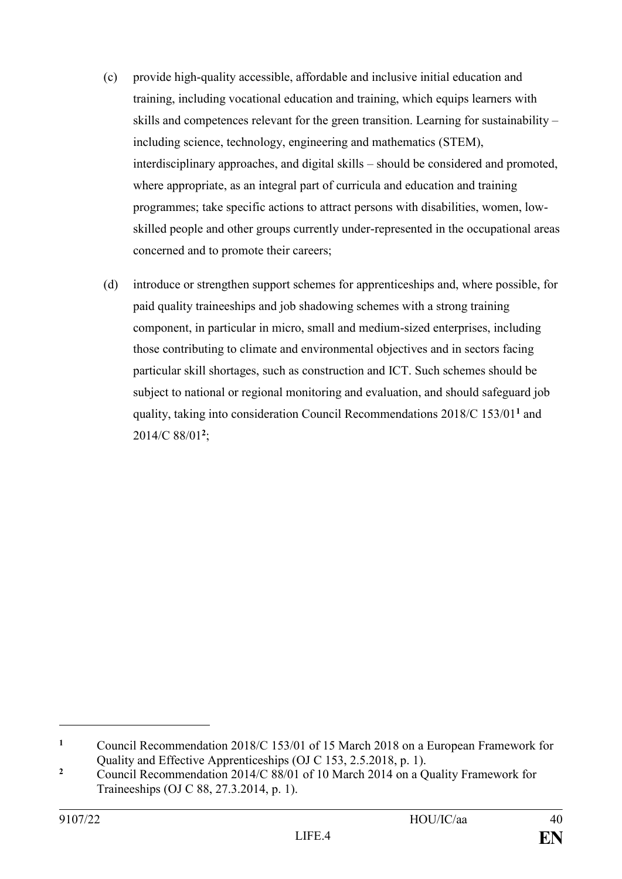(c) provide high-quality accessible, affordable and inclusive initial education and training, including vocational education and training, which equips learners with skills and competences relevant for the green transition. Learning for sustainability – including science, technology, engineering and mathematics (STEM), interdisciplinary approaches, and digital skills – should be considered and promoted, where appropriate, as an integral part of curricula and education and training programmes; take specific actions to attract persons with disabilities, women, low-skilled people and other groups currently under-represented in the occupational areas concerned and to promote their careers;

(d) introduce or strengthen support schemes for apprenticeships and, where possible, for paid quality traineeships and job shadowing schemes with a strong training component, in particular in micro, small and medium-sized enterprises, including those contributing to climate and environmental objectives and in sectors facing particular skill shortages, such as construction and ICT. Such schemes should be subject to national or regional monitoring and evaluation, and should safeguard job quality, taking into consideration Council Recommendations 2018/C 153/01[1] and 2014/C 88/01[2];

---

[1] Council Recommendation 2018/C 153/01 of 15 March 2018 on a European Framework for Quality and Effective Apprenticeships (OJ C 153, 2.5.2018, p. 1).

[2] Council Recommendation 2014/C 88/01 of 10 March 2014 on a Quality Framework for Traineeships (OJ C 88, 27.3.2014, p. 1).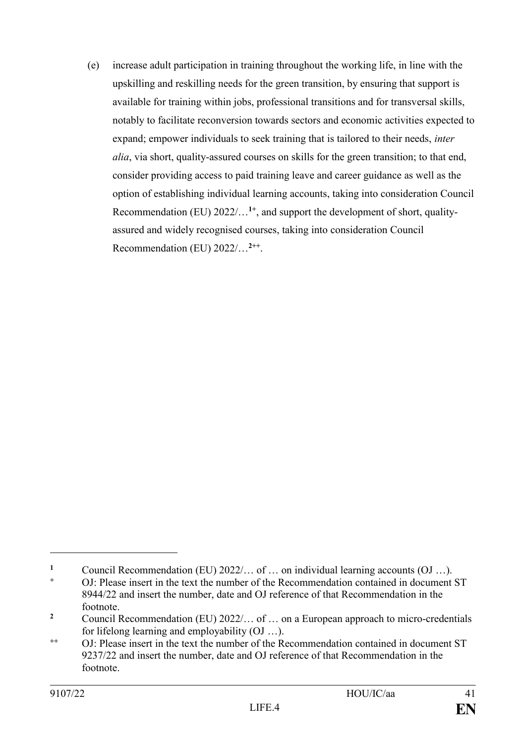(e) increase adult participation in training throughout the working life, in line with the upskilling and reskilling needs for the green transition, by ensuring that support is available for training within jobs, professional transitions and for transversal skills, notably to facilitate reconversion towards sectors and economic activities expected to expand; empower individuals to seek training that is tailored to their needs, *inter alia*, via short, quality-assured courses on skills for the green transition; to that end, consider providing access to paid training leave and career guidance as well as the option of establishing individual learning accounts, taking into consideration Council Recommendation (EU) 2022/…[1+], and support the development of short, quality-assured and widely recognised courses, taking into consideration Council Recommendation (EU) 2022/…[2++].

---

[1] Council Recommendation (EU) 2022/… of … on individual learning accounts (OJ …).

[+] OJ: Please insert in the text the number of the Recommendation contained in document ST 8944/22 and insert the number, date and OJ reference of that Recommendation in the footnote.

[2] Council Recommendation (EU) 2022/… of … on a European approach to micro-credentials for lifelong learning and employability (OJ …).

[++] OJ: Please insert in the text the number of the Recommendation contained in document ST 9237/22 and insert the number, date and OJ reference of that Recommendation in the footnote.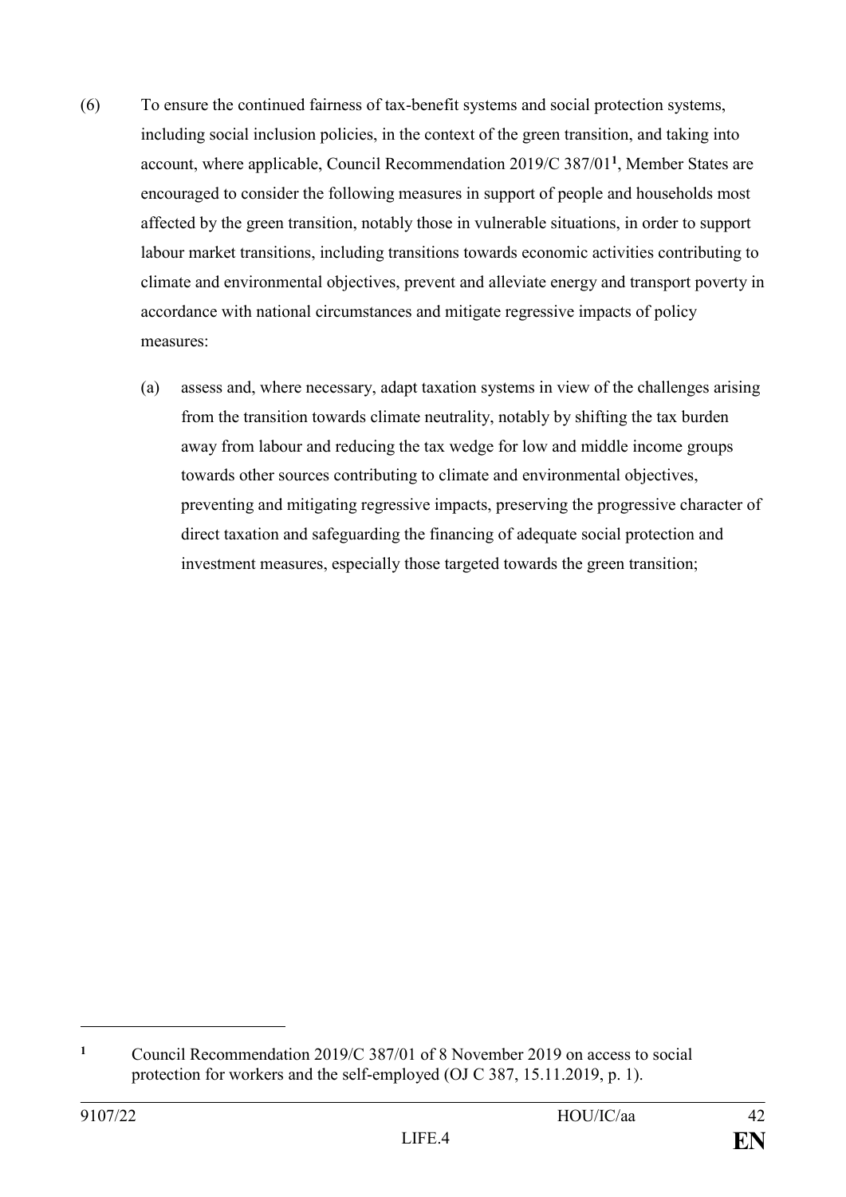(6) To ensure the continued fairness of tax-benefit systems and social protection systems, including social inclusion policies, in the context of the green transition, and taking into account, where applicable, Council Recommendation 2019/C 387/01[1], Member States are encouraged to consider the following measures in support of people and households most affected by the green transition, notably those in vulnerable situations, in order to support labour market transitions, including transitions towards economic activities contributing to climate and environmental objectives, prevent and alleviate energy and transport poverty in accordance with national circumstances and mitigate regressive impacts of policy measures:

(a) assess and, where necessary, adapt taxation systems in view of the challenges arising from the transition towards climate neutrality, notably by shifting the tax burden away from labour and reducing the tax wedge for low and middle income groups towards other sources contributing to climate and environmental objectives, preventing and mitigating regressive impacts, preserving the progressive character of direct taxation and safeguarding the financing of adequate social protection and investment measures, especially those targeted towards the green transition;

---

[1] Council Recommendation 2019/C 387/01 of 8 November 2019 on access to social protection for workers and the self-employed (OJ C 387, 15.11.2019, p. 1).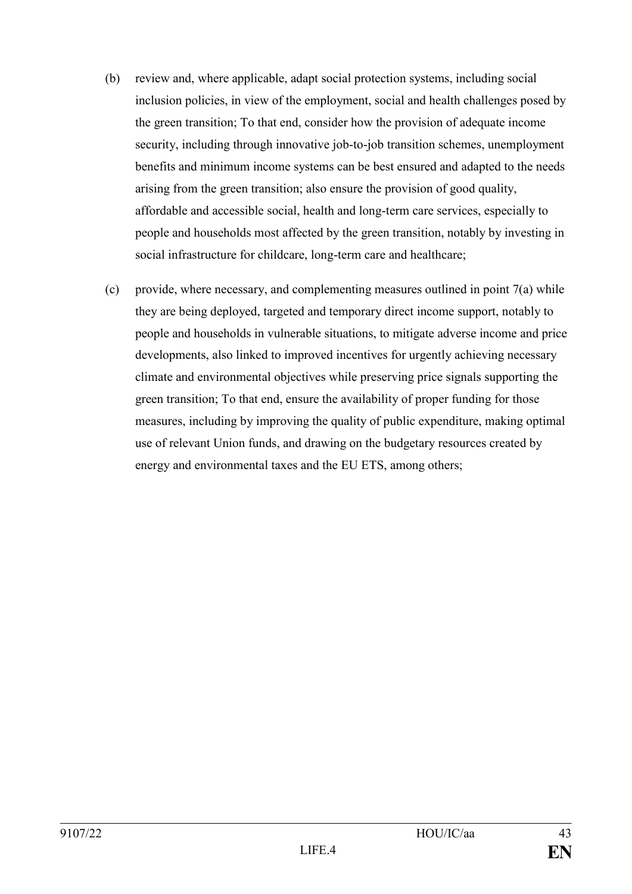(b) review and, where applicable, adapt social protection systems, including social inclusion policies, in view of the employment, social and health challenges posed by the green transition; To that end, consider how the provision of adequate income security, including through innovative job-to-job transition schemes, unemployment benefits and minimum income systems can be best ensured and adapted to the needs arising from the green transition; also ensure the provision of good quality, affordable and accessible social, health and long-term care services, especially to people and households most affected by the green transition, notably by investing in social infrastructure for childcare, long-term care and healthcare;

(c) provide, where necessary, and complementing measures outlined in point 7(a) while they are being deployed, targeted and temporary direct income support, notably to people and households in vulnerable situations, to mitigate adverse income and price developments, also linked to improved incentives for urgently achieving necessary climate and environmental objectives while preserving price signals supporting the green transition; To that end, ensure the availability of proper funding for those measures, including by improving the quality of public expenditure, making optimal use of relevant Union funds, and drawing on the budgetary resources created by energy and environmental taxes and the EU ETS, among others;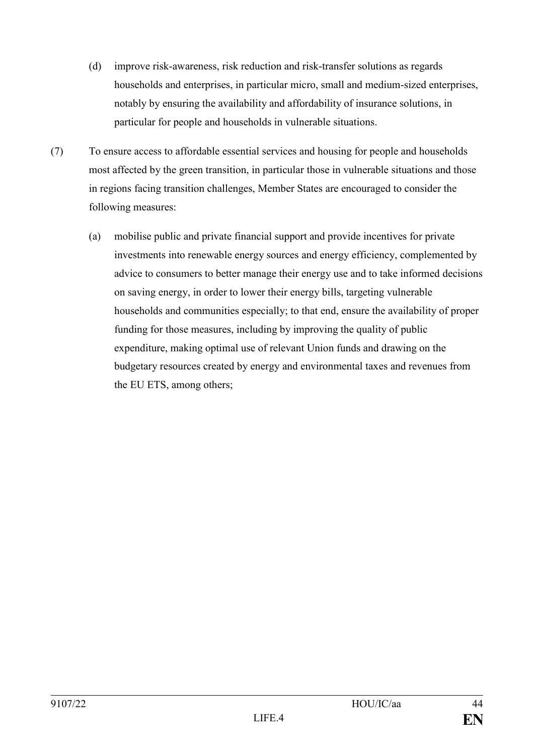(d) improve risk-awareness, risk reduction and risk-transfer solutions as regards households and enterprises, in particular micro, small and medium-sized enterprises, notably by ensuring the availability and affordability of insurance solutions, in particular for people and households in vulnerable situations.

(7) To ensure access to affordable essential services and housing for people and households most affected by the green transition, in particular those in vulnerable situations and those in regions facing transition challenges, Member States are encouraged to consider the following measures:

(a) mobilise public and private financial support and provide incentives for private investments into renewable energy sources and energy efficiency, complemented by advice to consumers to better manage their energy use and to take informed decisions on saving energy, in order to lower their energy bills, targeting vulnerable households and communities especially; to that end, ensure the availability of proper funding for those measures, including by improving the quality of public expenditure, making optimal use of relevant Union funds and drawing on the budgetary resources created by energy and environmental taxes and revenues from the EU ETS, among others;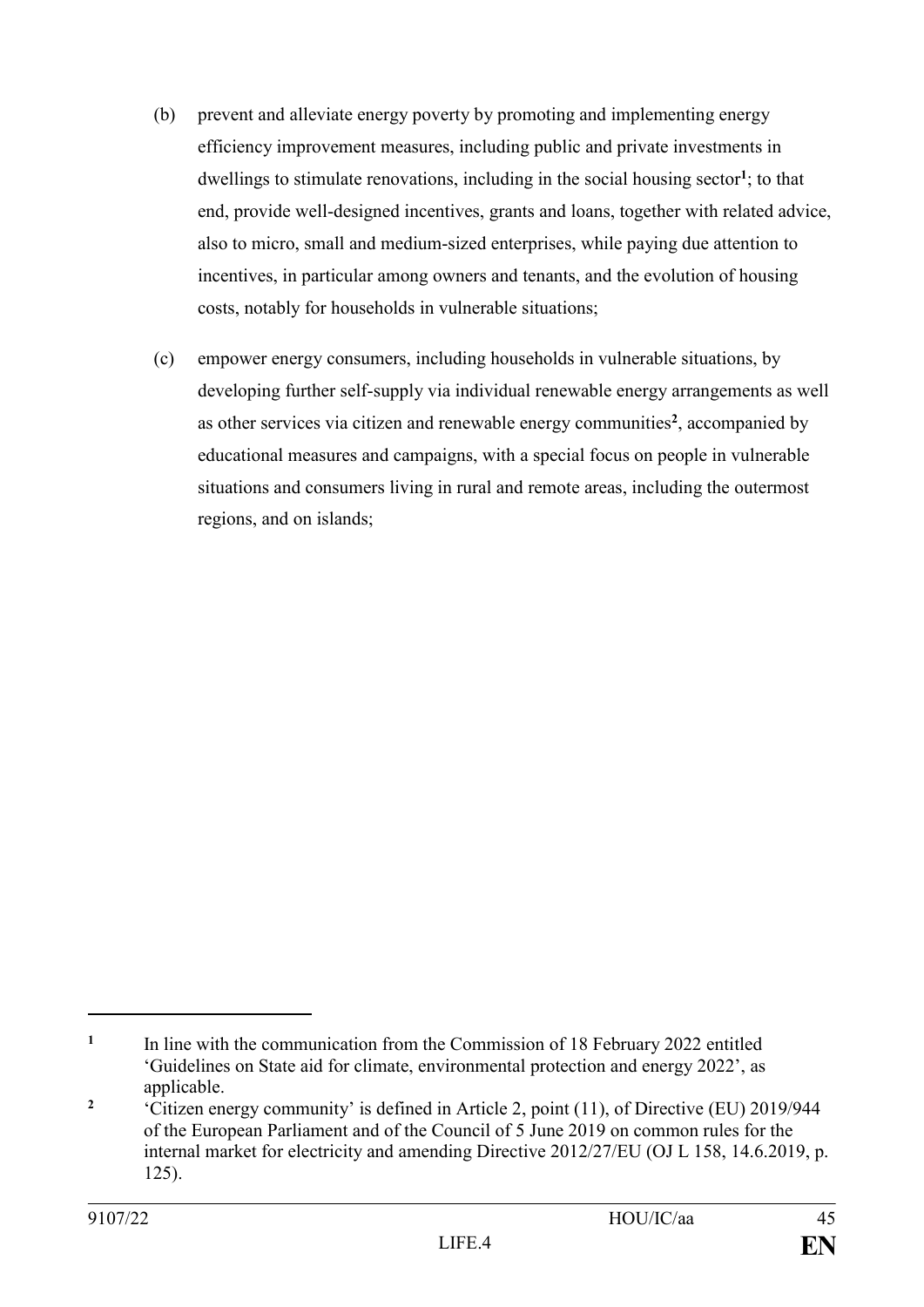(b) prevent and alleviate energy poverty by promoting and implementing energy efficiency improvement measures, including public and private investments in dwellings to stimulate renovations, including in the social housing sector[1]; to that end, provide well-designed incentives, grants and loans, together with related advice, also to micro, small and medium-sized enterprises, while paying due attention to incentives, in particular among owners and tenants, and the evolution of housing costs, notably for households in vulnerable situations;

(c) empower energy consumers, including households in vulnerable situations, by developing further self-supply via individual renewable energy arrangements as well as other services via citizen and renewable energy communities[2], accompanied by educational measures and campaigns, with a special focus on people in vulnerable situations and consumers living in rural and remote areas, including the outermost regions, and on islands;

---

[1] In line with the communication from the Commission of 18 February 2022 entitled 'Guidelines on State aid for climate, environmental protection and energy 2022', as applicable.

[2] 'Citizen energy community' is defined in Article 2, point (11), of Directive (EU) 2019/944 of the European Parliament and of the Council of 5 June 2019 on common rules for the internal market for electricity and amending Directive 2012/27/EU (OJ L 158, 14.6.2019, p. 125).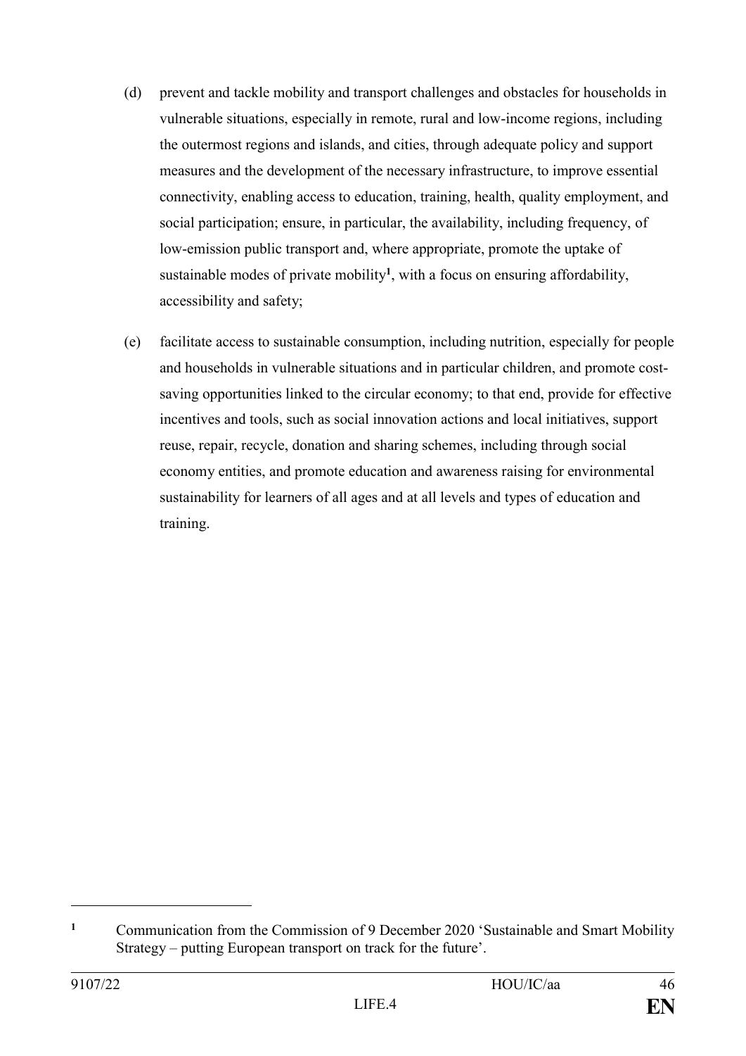(d) prevent and tackle mobility and transport challenges and obstacles for households in vulnerable situations, especially in remote, rural and low-income regions, including the outermost regions and islands, and cities, through adequate policy and support measures and the development of the necessary infrastructure, to improve essential connectivity, enabling access to education, training, health, quality employment, and social participation; ensure, in particular, the availability, including frequency, of low-emission public transport and, where appropriate, promote the uptake of sustainable modes of private mobility[1], with a focus on ensuring affordability, accessibility and safety;

(e) facilitate access to sustainable consumption, including nutrition, especially for people and households in vulnerable situations and in particular children, and promote cost-saving opportunities linked to the circular economy; to that end, provide for effective incentives and tools, such as social innovation actions and local initiatives, support reuse, repair, recycle, donation and sharing schemes, including through social economy entities, and promote education and awareness raising for environmental sustainability for learners of all ages and at all levels and types of education and training.

---

[1] Communication from the Commission of 9 December 2020 'Sustainable and Smart Mobility Strategy – putting European transport on track for the future'.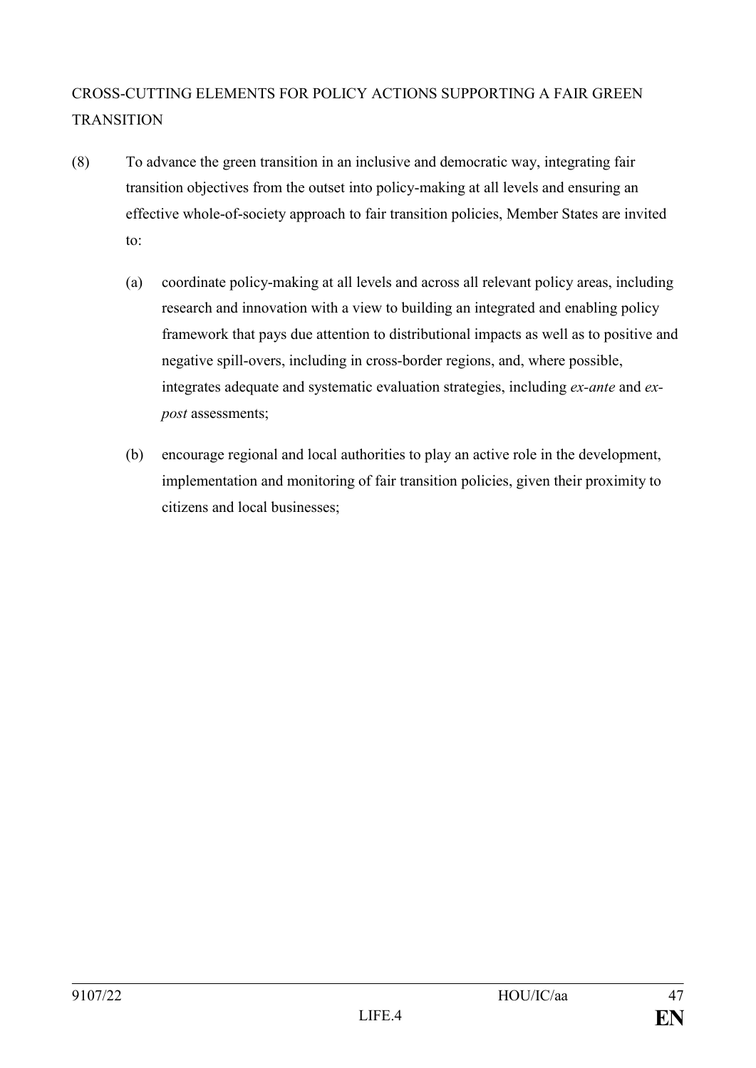## CROSS-CUTTING ELEMENTS FOR POLICY ACTIONS SUPPORTING A FAIR GREEN TRANSITION

(8) To advance the green transition in an inclusive and democratic way, integrating fair transition objectives from the outset into policy-making at all levels and ensuring an effective whole-of-society approach to fair transition policies, Member States are invited to:

(a) coordinate policy-making at all levels and across all relevant policy areas, including research and innovation with a view to building an integrated and enabling policy framework that pays due attention to distributional impacts as well as to positive and negative spill-overs, including in cross-border regions, and, where possible, integrates adequate and systematic evaluation strategies, including *ex-ante* and *ex-post* assessments;

(b) encourage regional and local authorities to play an active role in the development, implementation and monitoring of fair transition policies, given their proximity to citizens and local businesses;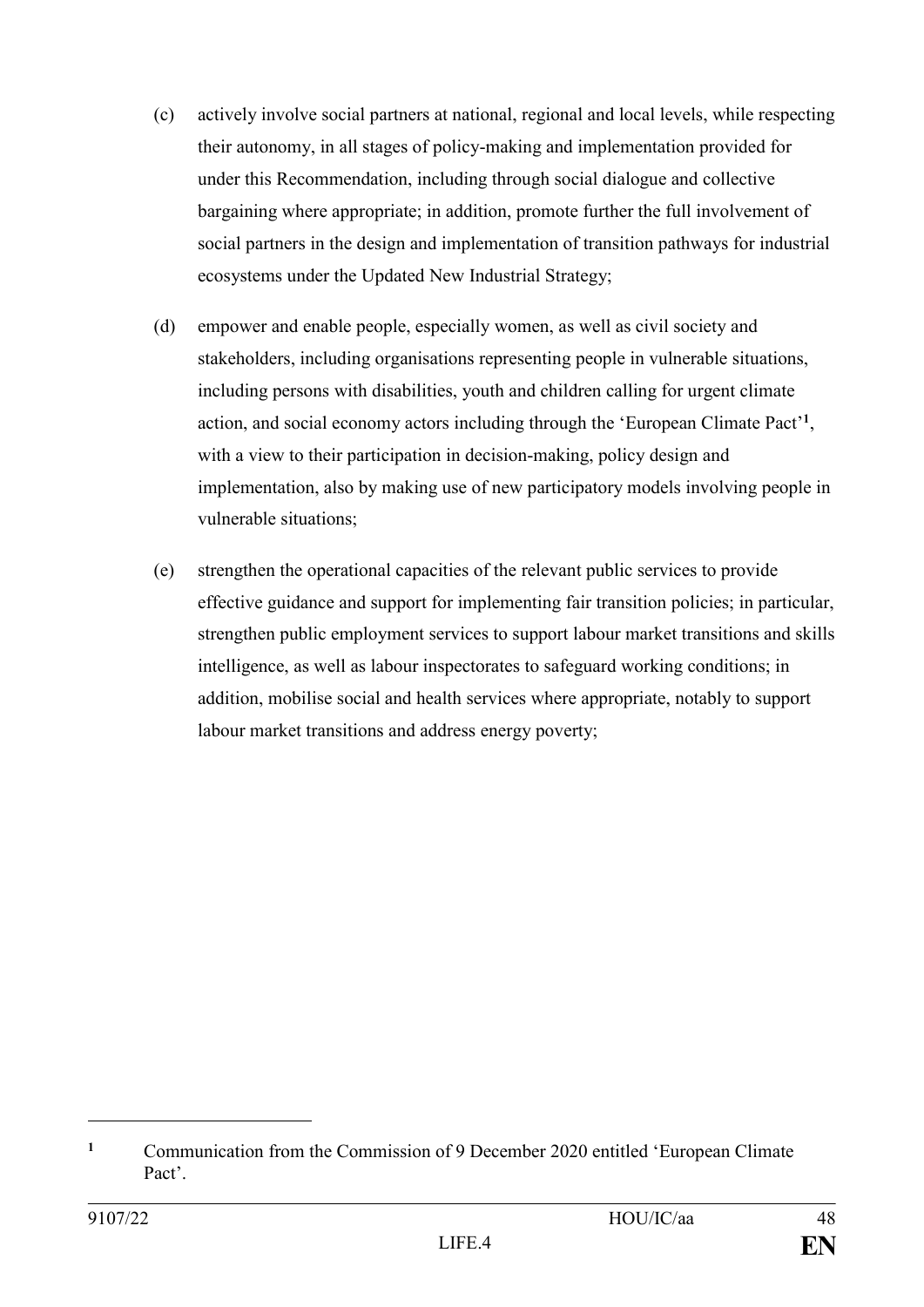(c) actively involve social partners at national, regional and local levels, while respecting their autonomy, in all stages of policy-making and implementation provided for under this Recommendation, including through social dialogue and collective bargaining where appropriate; in addition, promote further the full involvement of social partners in the design and implementation of transition pathways for industrial ecosystems under the Updated New Industrial Strategy;

(d) empower and enable people, especially women, as well as civil society and stakeholders, including organisations representing people in vulnerable situations, including persons with disabilities, youth and children calling for urgent climate action, and social economy actors including through the 'European Climate Pact'[1], with a view to their participation in decision-making, policy design and implementation, also by making use of new participatory models involving people in vulnerable situations;

(e) strengthen the operational capacities of the relevant public services to provide effective guidance and support for implementing fair transition policies; in particular, strengthen public employment services to support labour market transitions and skills intelligence, as well as labour inspectorates to safeguard working conditions; in addition, mobilise social and health services where appropriate, notably to support labour market transitions and address energy poverty;

---

[1] Communication from the Commission of 9 December 2020 entitled 'European Climate Pact'.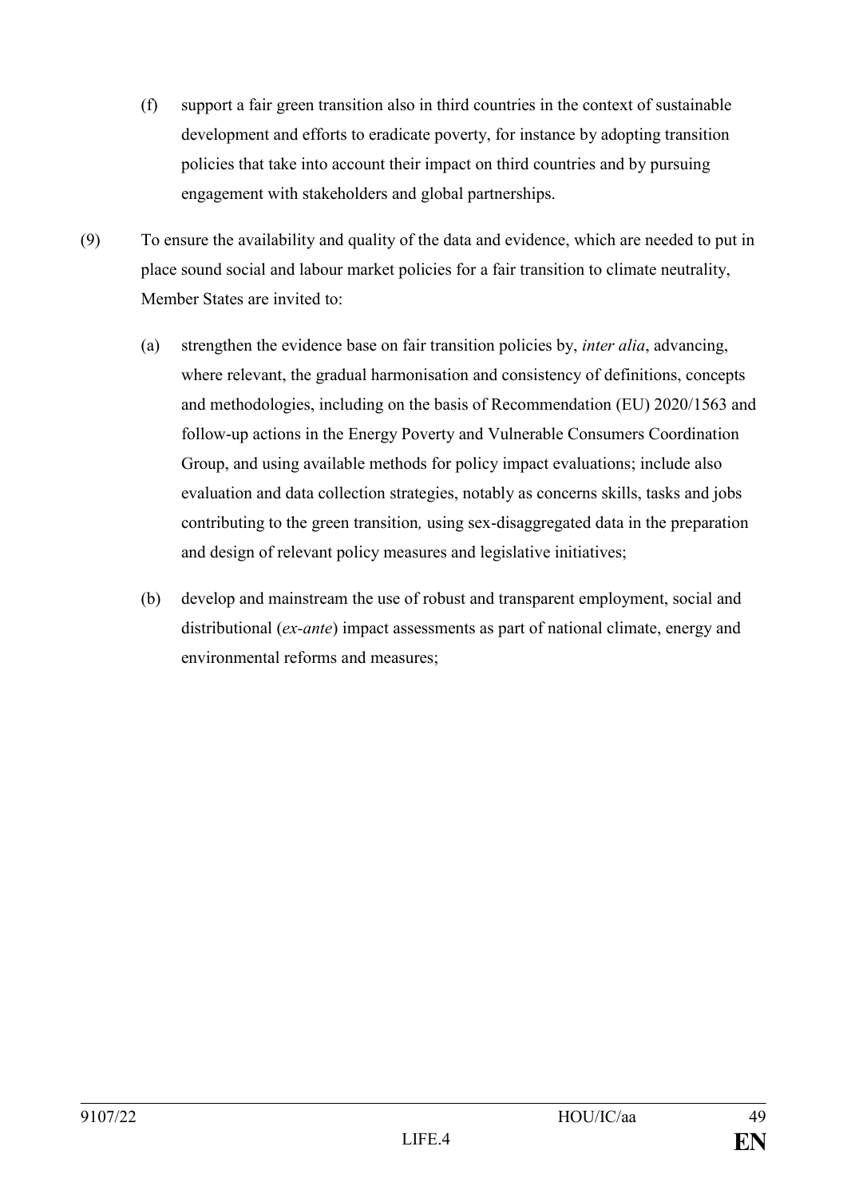(f) support a fair green transition also in third countries in the context of sustainable development and efforts to eradicate poverty, for instance by adopting transition policies that take into account their impact on third countries and by pursuing engagement with stakeholders and global partnerships.

(9) To ensure the availability and quality of the data and evidence, which are needed to put in place sound social and labour market policies for a fair transition to climate neutrality, Member States are invited to:

(a) strengthen the evidence base on fair transition policies by, *inter alia*, advancing, where relevant, the gradual harmonisation and consistency of definitions, concepts and methodologies, including on the basis of Recommendation (EU) 2020/1563 and follow-up actions in the Energy Poverty and Vulnerable Consumers Coordination Group, and using available methods for policy impact evaluations; include also evaluation and data collection strategies, notably as concerns skills, tasks and jobs contributing to the green transition, using sex-disaggregated data in the preparation and design of relevant policy measures and legislative initiatives;

(b) develop and mainstream the use of robust and transparent employment, social and distributional (*ex-ante*) impact assessments as part of national climate, energy and environmental reforms and measures;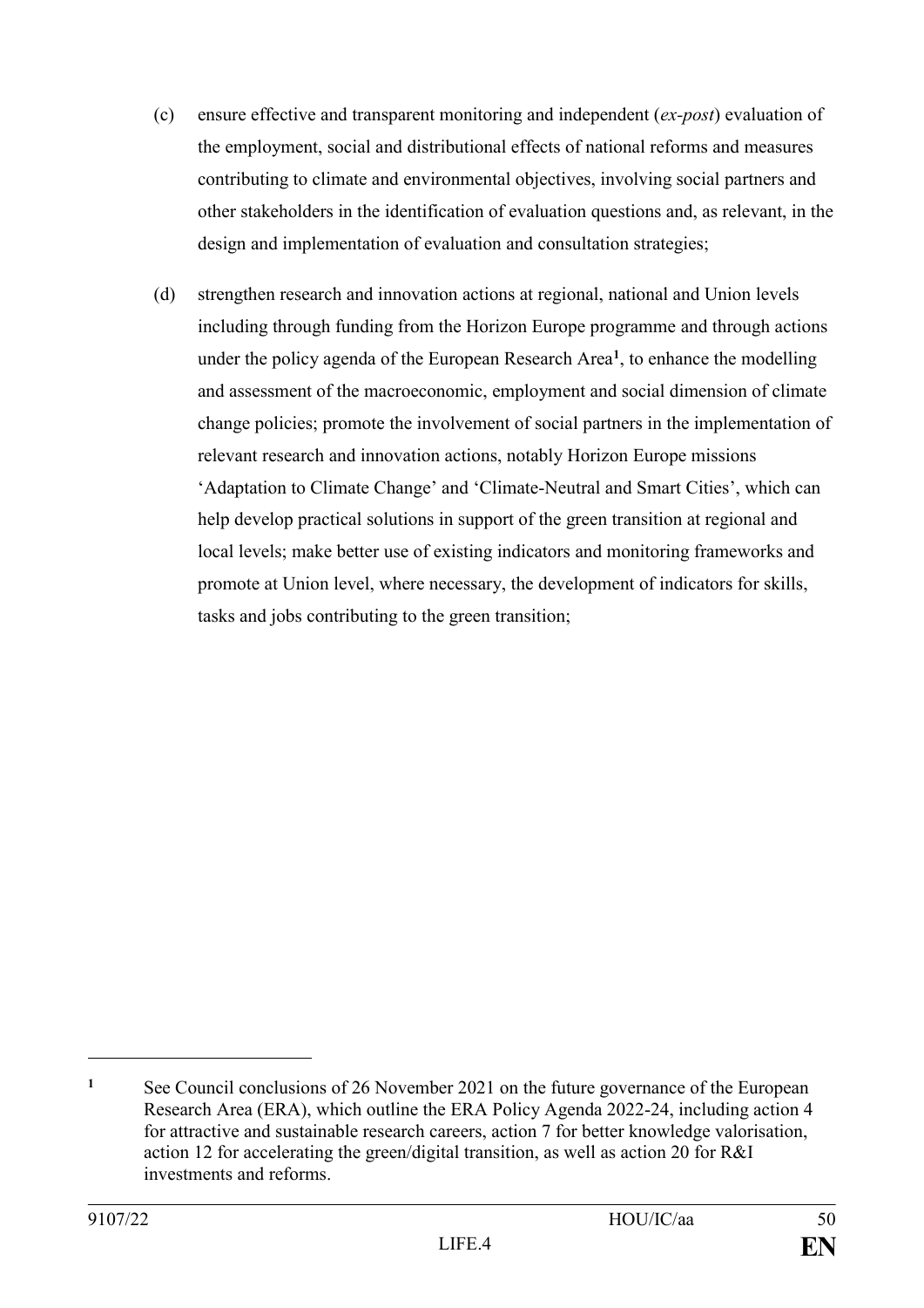(c) ensure effective and transparent monitoring and independent (*ex-post*) evaluation of the employment, social and distributional effects of national reforms and measures contributing to climate and environmental objectives, involving social partners and other stakeholders in the identification of evaluation questions and, as relevant, in the design and implementation of evaluation and consultation strategies;

(d) strengthen research and innovation actions at regional, national and Union levels including through funding from the Horizon Europe programme and through actions under the policy agenda of the European Research Area[1], to enhance the modelling and assessment of the macroeconomic, employment and social dimension of climate change policies; promote the involvement of social partners in the implementation of relevant research and innovation actions, notably Horizon Europe missions 'Adaptation to Climate Change' and 'Climate-Neutral and Smart Cities', which can help develop practical solutions in support of the green transition at regional and local levels; make better use of existing indicators and monitoring frameworks and promote at Union level, where necessary, the development of indicators for skills, tasks and jobs contributing to the green transition;

---

[1] See Council conclusions of 26 November 2021 on the future governance of the European Research Area (ERA), which outline the ERA Policy Agenda 2022-24, including action 4 for attractive and sustainable research careers, action 7 for better knowledge valorisation, action 12 for accelerating the green/digital transition, as well as action 20 for R&I investments and reforms.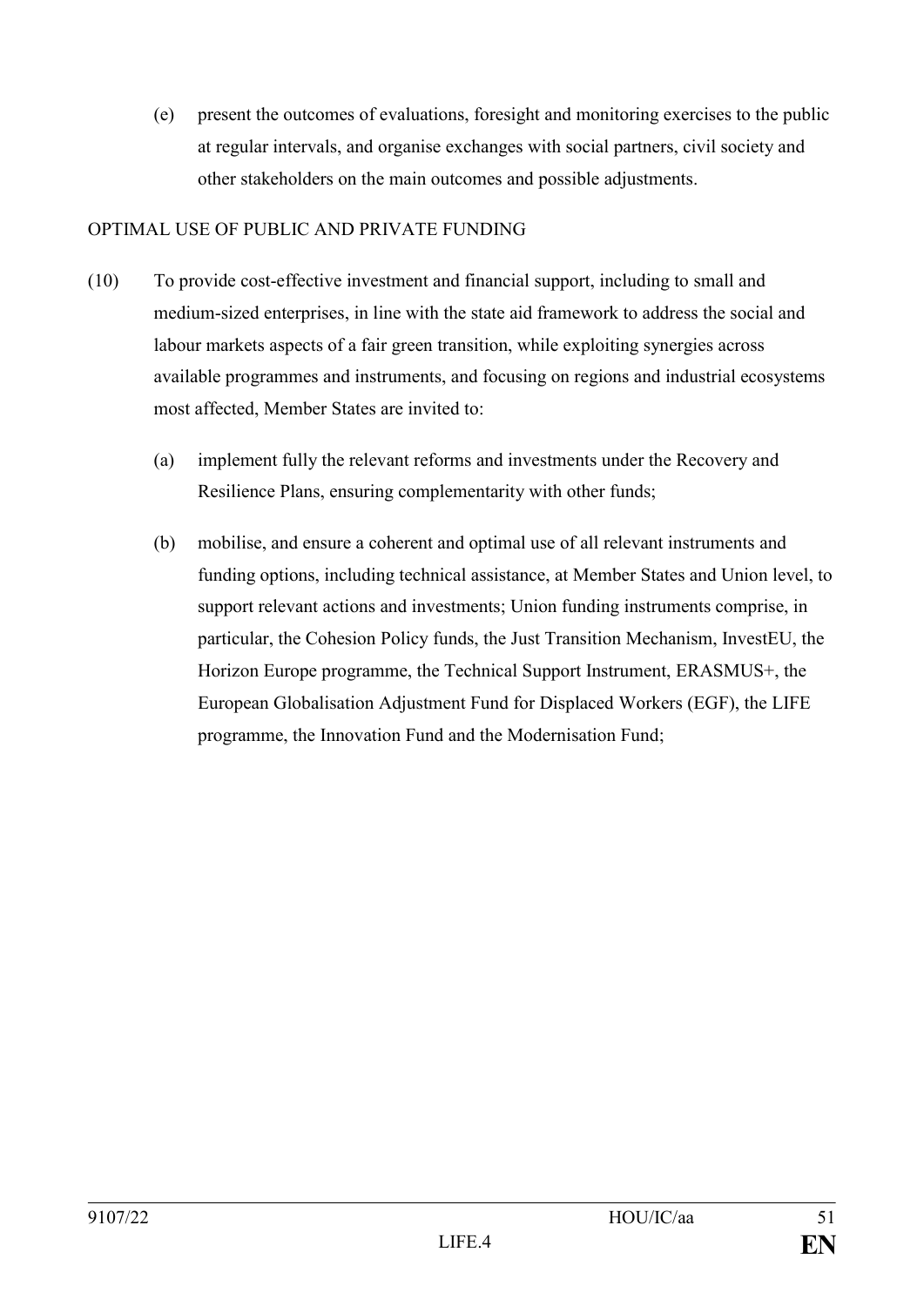(e) present the outcomes of evaluations, foresight and monitoring exercises to the public at regular intervals, and organise exchanges with social partners, civil society and other stakeholders on the main outcomes and possible adjustments.

OPTIMAL USE OF PUBLIC AND PRIVATE FUNDING

(10) To provide cost-effective investment and financial support, including to small and medium-sized enterprises, in line with the state aid framework to address the social and labour markets aspects of a fair green transition, while exploiting synergies across available programmes and instruments, and focusing on regions and industrial ecosystems most affected, Member States are invited to:

(a) implement fully the relevant reforms and investments under the Recovery and Resilience Plans, ensuring complementarity with other funds;

(b) mobilise, and ensure a coherent and optimal use of all relevant instruments and funding options, including technical assistance, at Member States and Union level, to support relevant actions and investments; Union funding instruments comprise, in particular, the Cohesion Policy funds, the Just Transition Mechanism, InvestEU, the Horizon Europe programme, the Technical Support Instrument, ERASMUS+, the European Globalisation Adjustment Fund for Displaced Workers (EGF), the LIFE programme, the Innovation Fund and the Modernisation Fund;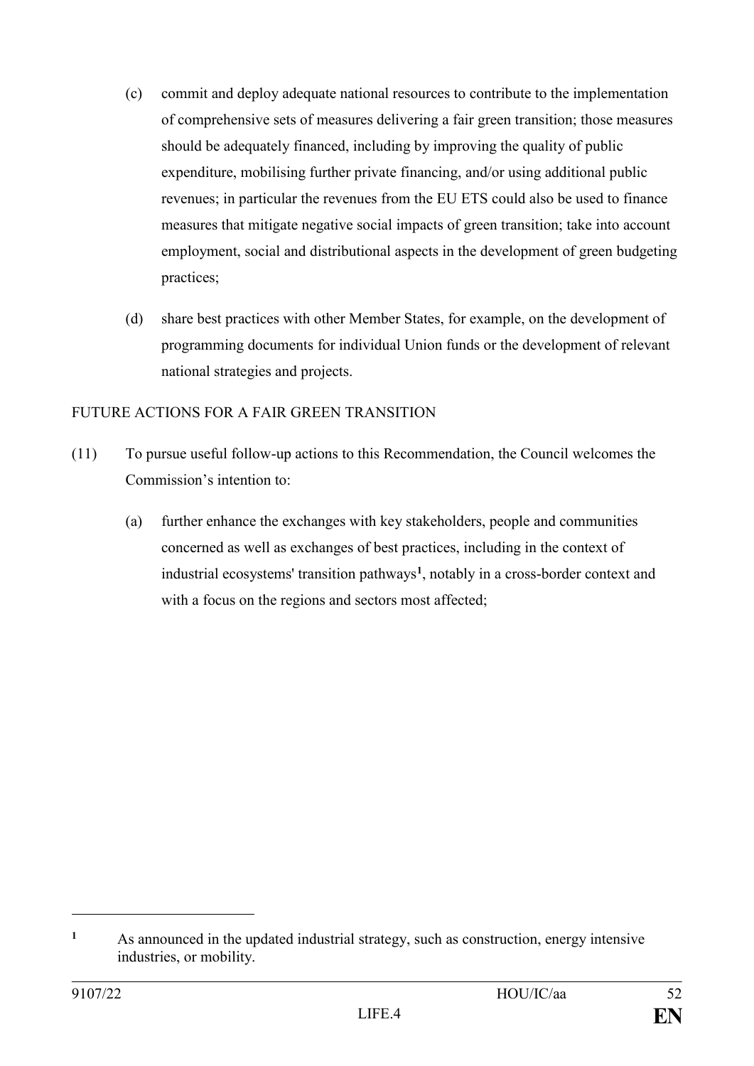(c) commit and deploy adequate national resources to contribute to the implementation of comprehensive sets of measures delivering a fair green transition; those measures should be adequately financed, including by improving the quality of public expenditure, mobilising further private financing, and/or using additional public revenues; in particular the revenues from the EU ETS could also be used to finance measures that mitigate negative social impacts of green transition; take into account employment, social and distributional aspects in the development of green budgeting practices;

(d) share best practices with other Member States, for example, on the development of programming documents for individual Union funds or the development of relevant national strategies and projects.

FUTURE ACTIONS FOR A FAIR GREEN TRANSITION

(11) To pursue useful follow-up actions to this Recommendation, the Council welcomes the Commission's intention to:

(a) further enhance the exchanges with key stakeholders, people and communities concerned as well as exchanges of best practices, including in the context of industrial ecosystems' transition pathways[1], notably in a cross-border context and with a focus on the regions and sectors most affected;

---

[1] As announced in the updated industrial strategy, such as construction, energy intensive industries, or mobility.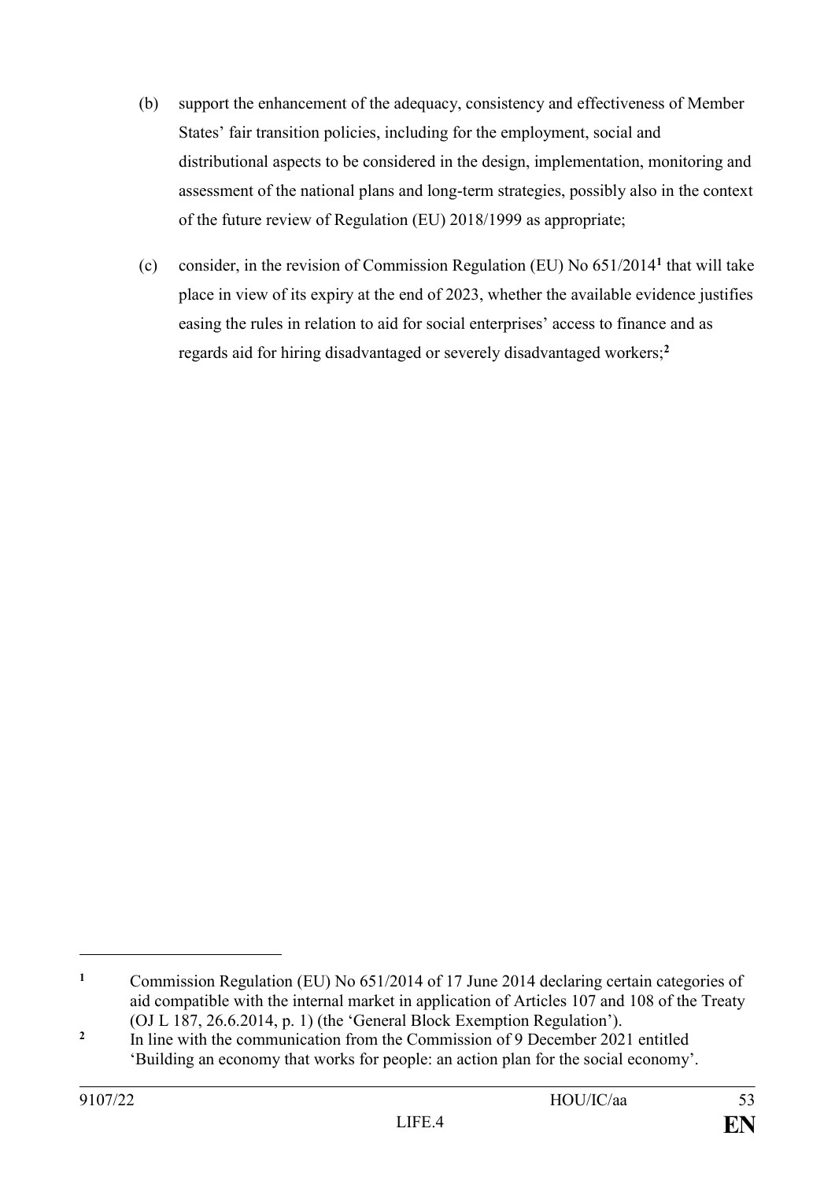(b) support the enhancement of the adequacy, consistency and effectiveness of Member States' fair transition policies, including for the employment, social and distributional aspects to be considered in the design, implementation, monitoring and assessment of the national plans and long-term strategies, possibly also in the context of the future review of Regulation (EU) 2018/1999 as appropriate;

(c) consider, in the revision of Commission Regulation (EU) No 651/2014[1] that will take place in view of its expiry at the end of 2023, whether the available evidence justifies easing the rules in relation to aid for social enterprises' access to finance and as regards aid for hiring disadvantaged or severely disadvantaged workers;[2]

---

[1] Commission Regulation (EU) No 651/2014 of 17 June 2014 declaring certain categories of aid compatible with the internal market in application of Articles 107 and 108 of the Treaty (OJ L 187, 26.6.2014, p. 1) (the 'General Block Exemption Regulation').

[2] In line with the communication from the Commission of 9 December 2021 entitled 'Building an economy that works for people: an action plan for the social economy'.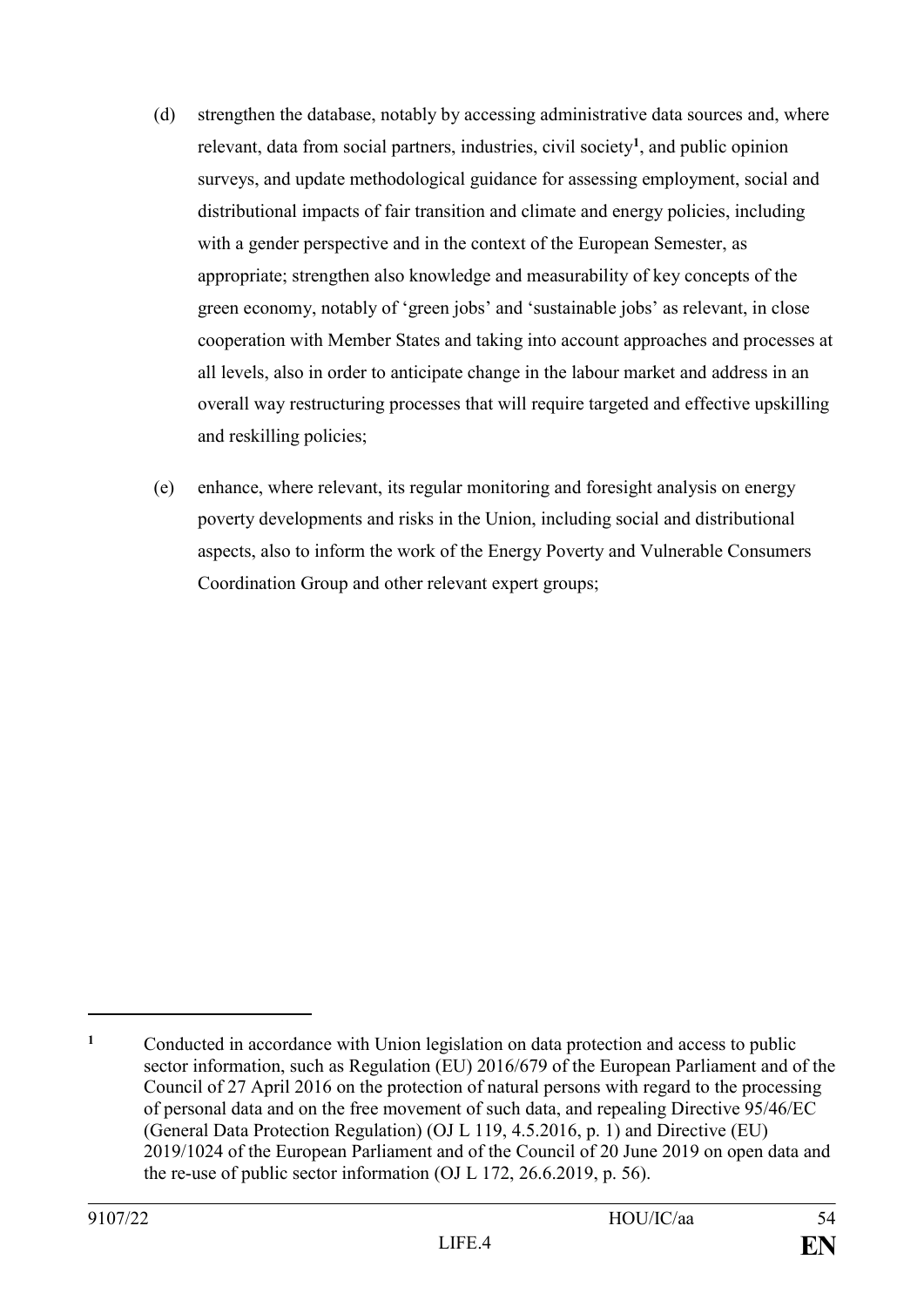(d) strengthen the database, notably by accessing administrative data sources and, where relevant, data from social partners, industries, civil society[1], and public opinion surveys, and update methodological guidance for assessing employment, social and distributional impacts of fair transition and climate and energy policies, including with a gender perspective and in the context of the European Semester, as appropriate; strengthen also knowledge and measurability of key concepts of the green economy, notably of 'green jobs' and 'sustainable jobs' as relevant, in close cooperation with Member States and taking into account approaches and processes at all levels, also in order to anticipate change in the labour market and address in an overall way restructuring processes that will require targeted and effective upskilling and reskilling policies;

(e) enhance, where relevant, its regular monitoring and foresight analysis on energy poverty developments and risks in the Union, including social and distributional aspects, also to inform the work of the Energy Poverty and Vulnerable Consumers Coordination Group and other relevant expert groups;

---

[1] Conducted in accordance with Union legislation on data protection and access to public sector information, such as Regulation (EU) 2016/679 of the European Parliament and of the Council of 27 April 2016 on the protection of natural persons with regard to the processing of personal data and on the free movement of such data, and repealing Directive 95/46/EC (General Data Protection Regulation) (OJ L 119, 4.5.2016, p. 1) and Directive (EU) 2019/1024 of the European Parliament and of the Council of 20 June 2019 on open data and the re-use of public sector information (OJ L 172, 26.6.2019, p. 56).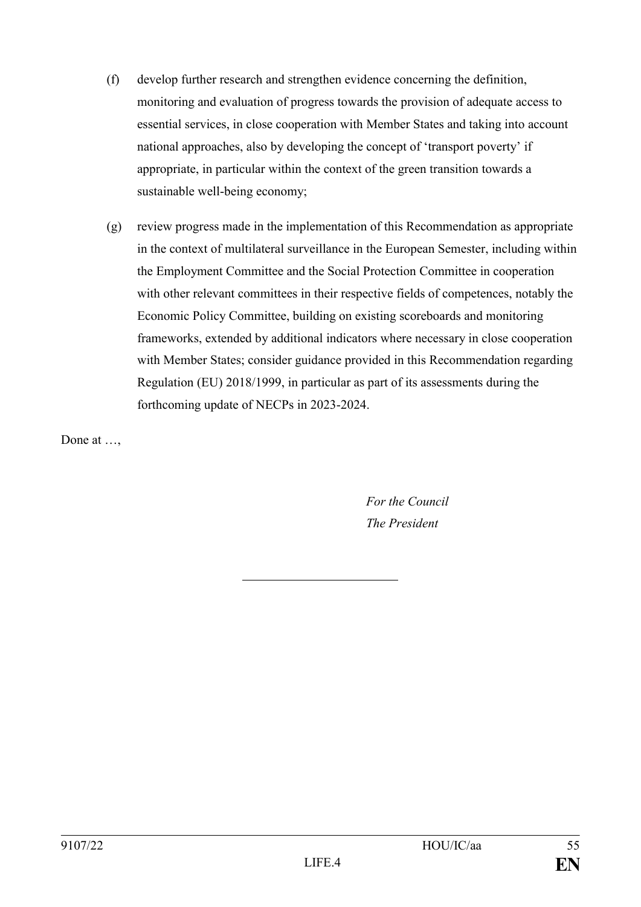(f) develop further research and strengthen evidence concerning the definition, monitoring and evaluation of progress towards the provision of adequate access to essential services, in close cooperation with Member States and taking into account national approaches, also by developing the concept of 'transport poverty' if appropriate, in particular within the context of the green transition towards a sustainable well-being economy;

(g) review progress made in the implementation of this Recommendation as appropriate in the context of multilateral surveillance in the European Semester, including within the Employment Committee and the Social Protection Committee in cooperation with other relevant committees in their respective fields of competences, notably the Economic Policy Committee, building on existing scoreboards and monitoring frameworks, extended by additional indicators where necessary in close cooperation with Member States; consider guidance provided in this Recommendation regarding Regulation (EU) 2018/1999, in particular as part of its assessments during the forthcoming update of NECPs in 2023-2024.

Done at …,

*For the Council*
*The President*